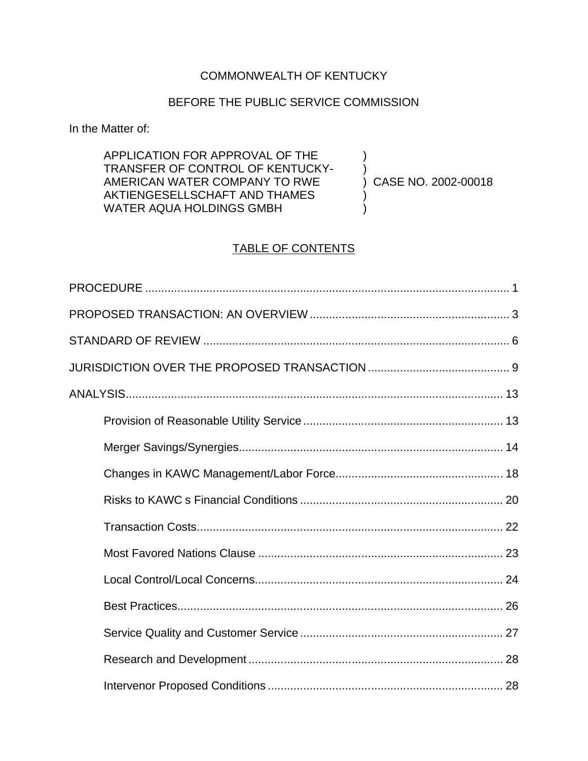COMMONWEALTH OF KENTUCKY

BEFORE THE PUBLIC SERVICE COMMISSION

In the Matter of:

| | | |
|---|---|---|
| APPLICATION FOR APPROVAL OF THE TRANSFER OF CONTROL OF KENTUCKY-AMERICAN WATER COMPANY TO RWE AKTIENGESELLSCHAFT AND THAMES WATER AQUA HOLDINGS GMBH | ) ) ) ) ) | CASE NO. 2002-00018 |

## TABLE OF CONTENTS

PROCEDURE ........................................................................................................ 1

PROPOSED TRANSACTION: AN OVERVIEW ..................................................... 3

STANDARD OF REVIEW ..................................................................................... 6

JURISDICTION OVER THE PROPOSED TRANSACTION ..................................... 9

ANALYSIS........................................................................................................... 13

- Provision of Reasonable Utility Service ..................................................... 13
- Merger Savings/Synergies......................................................................... 14
- Changes in KAWC Management/Labor Force........................................... 18
- Risks to KAWC s Financial Conditions ...................................................... 20
- Transaction Costs...................................................................................... 22
- Most Favored Nations Clause ................................................................... 23
- Local Control/Local Concerns.................................................................... 24
- Best Practices............................................................................................ 26
- Service Quality and Customer Service ...................................................... 27
- Research and Development ...................................................................... 28
- Intervenor Proposed Conditions ................................................................ 28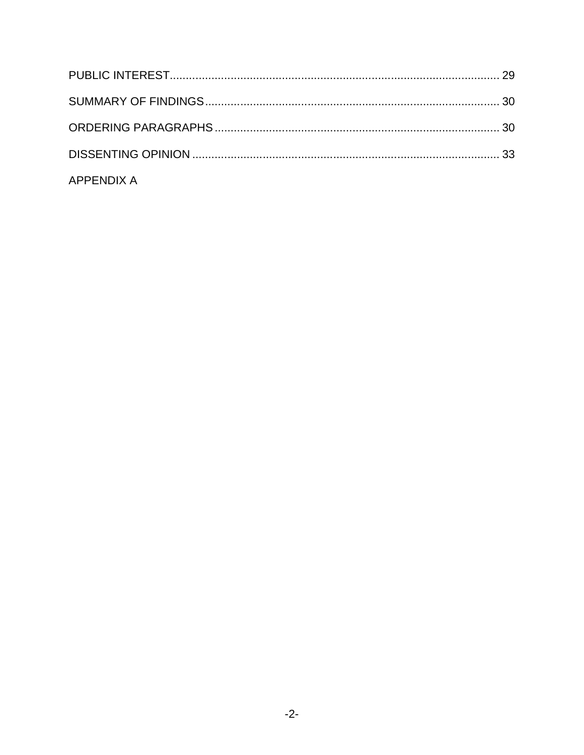PUBLIC INTEREST........................................................................................................ 29

SUMMARY OF FINDINGS........................................................................................... 30

ORDERING PARAGRAPHS........................................................................................ 30

DISSENTING OPINION ............................................................................................... 33

APPENDIX A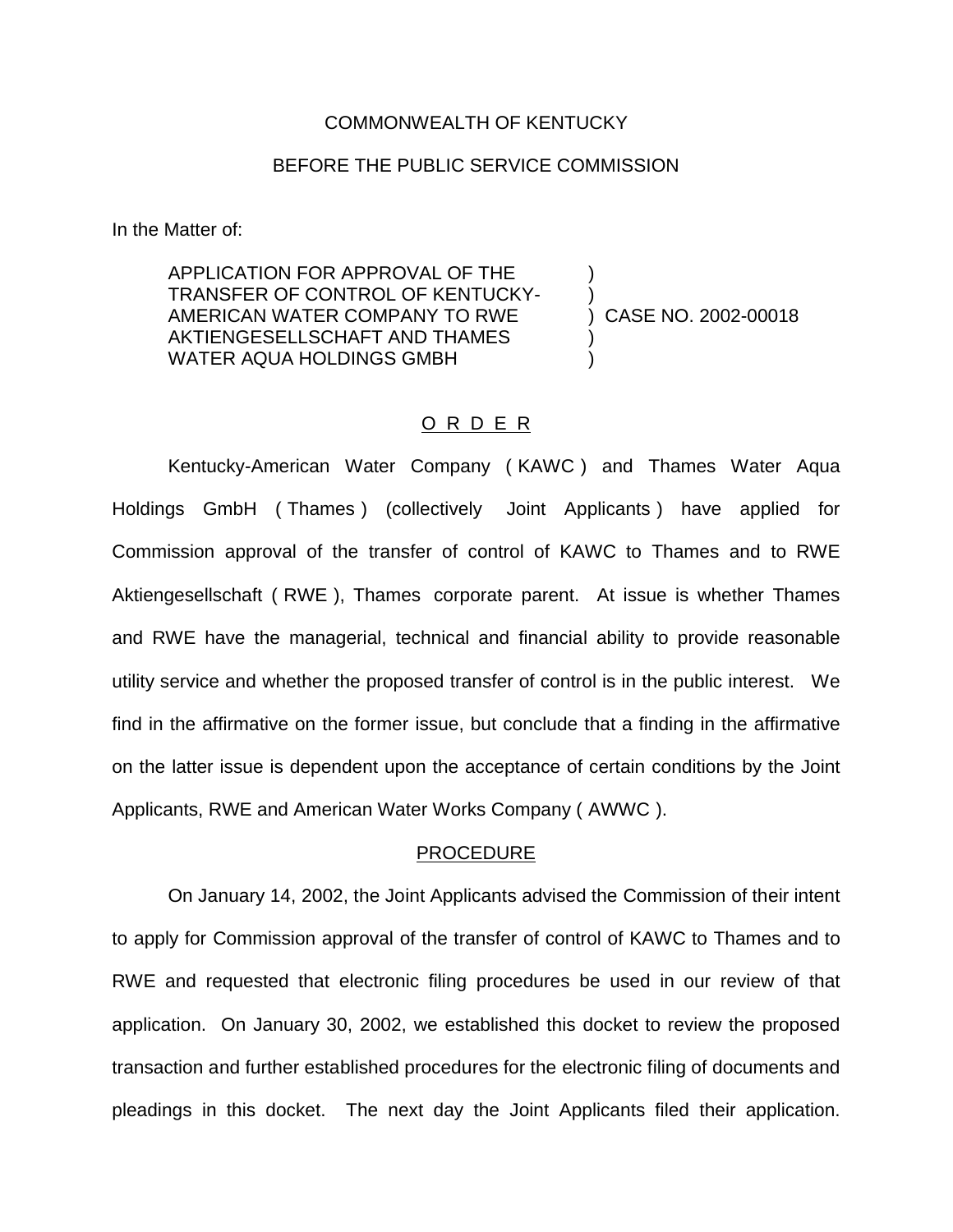COMMONWEALTH OF KENTUCKY

BEFORE THE PUBLIC SERVICE COMMISSION

In the Matter of:

| | | |
|---|---|---|
| APPLICATION FOR APPROVAL OF THE TRANSFER OF CONTROL OF KENTUCKY-AMERICAN WATER COMPANY TO RWE AKTIENGESELLSCHAFT AND THAMES WATER AQUA HOLDINGS GMBH | ) ) ) ) ) | CASE NO. 2002-00018 |

O R D E R

Kentucky-American Water Company ( KAWC ) and Thames Water Aqua Holdings GmbH ( Thames ) (collectively Joint Applicants ) have applied for Commission approval of the transfer of control of KAWC to Thames and to RWE Aktiengesellschaft ( RWE ), Thames corporate parent. At issue is whether Thames and RWE have the managerial, technical and financial ability to provide reasonable utility service and whether the proposed transfer of control is in the public interest. We find in the affirmative on the former issue, but conclude that a finding in the affirmative on the latter issue is dependent upon the acceptance of certain conditions by the Joint Applicants, RWE and American Water Works Company ( AWWC ).

PROCEDURE

On January 14, 2002, the Joint Applicants advised the Commission of their intent to apply for Commission approval of the transfer of control of KAWC to Thames and to RWE and requested that electronic filing procedures be used in our review of that application. On January 30, 2002, we established this docket to review the proposed transaction and further established procedures for the electronic filing of documents and pleadings in this docket. The next day the Joint Applicants filed their application.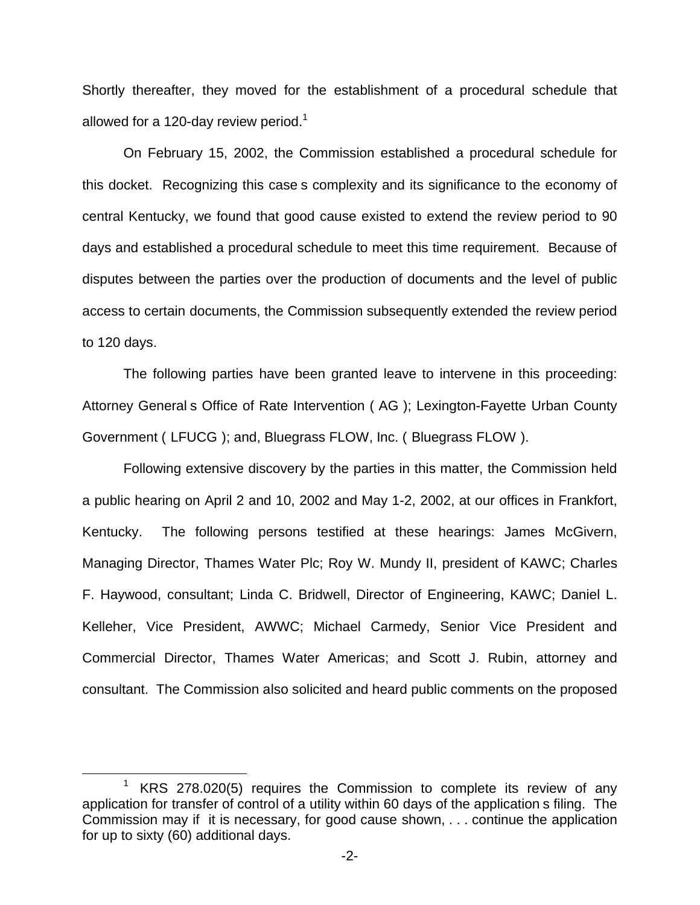Shortly thereafter, they moved for the establishment of a procedural schedule that allowed for a 120-day review period.[1]

On February 15, 2002, the Commission established a procedural schedule for this docket. Recognizing this case s complexity and its significance to the economy of central Kentucky, we found that good cause existed to extend the review period to 90 days and established a procedural schedule to meet this time requirement. Because of disputes between the parties over the production of documents and the level of public access to certain documents, the Commission subsequently extended the review period to 120 days.

The following parties have been granted leave to intervene in this proceeding: Attorney General s Office of Rate Intervention ( AG ); Lexington-Fayette Urban County Government ( LFUCG ); and, Bluegrass FLOW, Inc. ( Bluegrass FLOW ).

Following extensive discovery by the parties in this matter, the Commission held a public hearing on April 2 and 10, 2002 and May 1-2, 2002, at our offices in Frankfort, Kentucky. The following persons testified at these hearings: James McGivern, Managing Director, Thames Water Plc; Roy W. Mundy II, president of KAWC; Charles F. Haywood, consultant; Linda C. Bridwell, Director of Engineering, KAWC; Daniel L. Kelleher, Vice President, AWWC; Michael Carmedy, Senior Vice President and Commercial Director, Thames Water Americas; and Scott J. Rubin, attorney and consultant. The Commission also solicited and heard public comments on the proposed

[1] KRS 278.020(5) requires the Commission to complete its review of any application for transfer of control of a utility within 60 days of the application s filing. The Commission may if it is necessary, for good cause shown, . . . continue the application for up to sixty (60) additional days.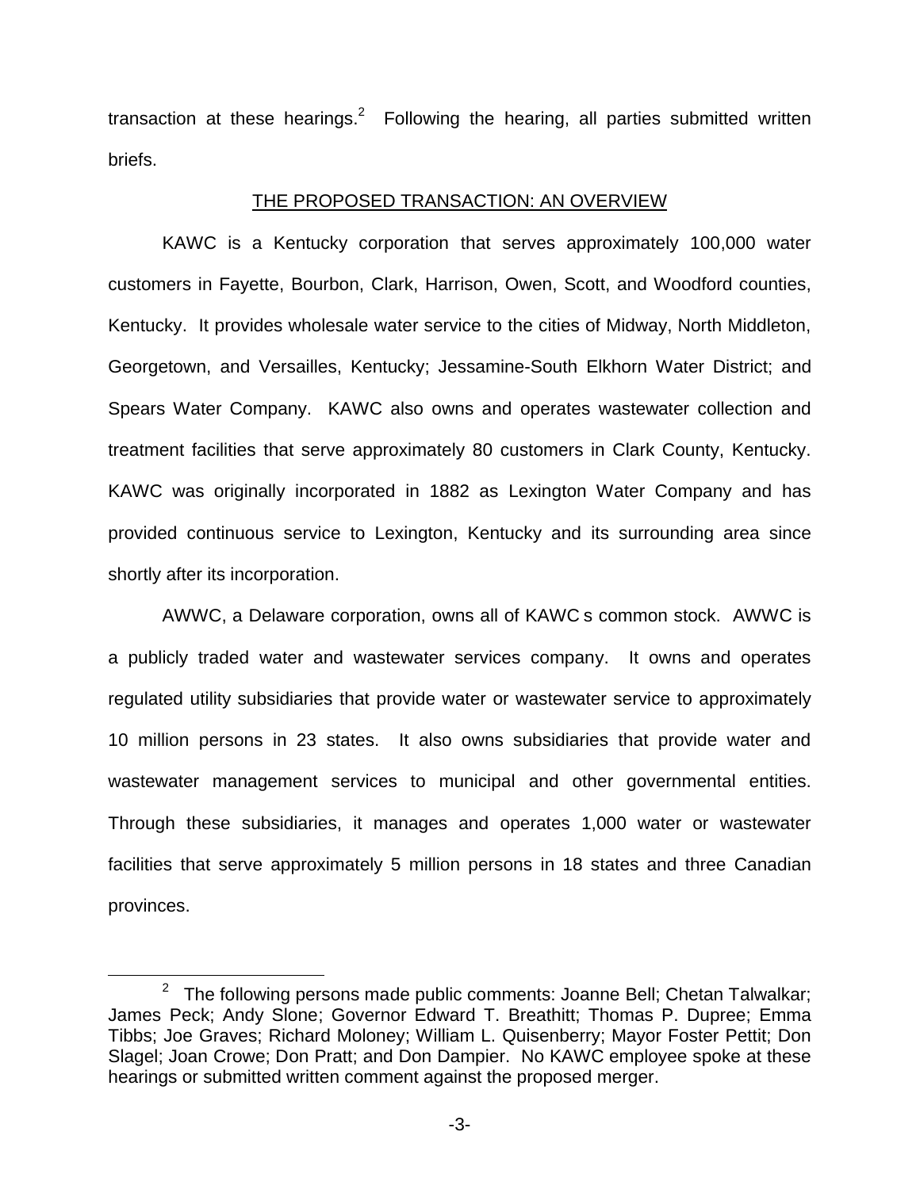transaction at these hearings.[2] Following the hearing, all parties submitted written briefs.

## THE PROPOSED TRANSACTION: AN OVERVIEW

KAWC is a Kentucky corporation that serves approximately 100,000 water customers in Fayette, Bourbon, Clark, Harrison, Owen, Scott, and Woodford counties, Kentucky. It provides wholesale water service to the cities of Midway, North Middleton, Georgetown, and Versailles, Kentucky; Jessamine-South Elkhorn Water District; and Spears Water Company. KAWC also owns and operates wastewater collection and treatment facilities that serve approximately 80 customers in Clark County, Kentucky. KAWC was originally incorporated in 1882 as Lexington Water Company and has provided continuous service to Lexington, Kentucky and its surrounding area since shortly after its incorporation.

AWWC, a Delaware corporation, owns all of KAWC s common stock. AWWC is a publicly traded water and wastewater services company. It owns and operates regulated utility subsidiaries that provide water or wastewater service to approximately 10 million persons in 23 states. It also owns subsidiaries that provide water and wastewater management services to municipal and other governmental entities. Through these subsidiaries, it manages and operates 1,000 water or wastewater facilities that serve approximately 5 million persons in 18 states and three Canadian provinces.

[2] The following persons made public comments: Joanne Bell; Chetan Talwalkar; James Peck; Andy Slone; Governor Edward T. Breathitt; Thomas P. Dupree; Emma Tibbs; Joe Graves; Richard Moloney; William L. Quisenberry; Mayor Foster Pettit; Don Slagel; Joan Crowe; Don Pratt; and Don Dampier. No KAWC employee spoke at these hearings or submitted written comment against the proposed merger.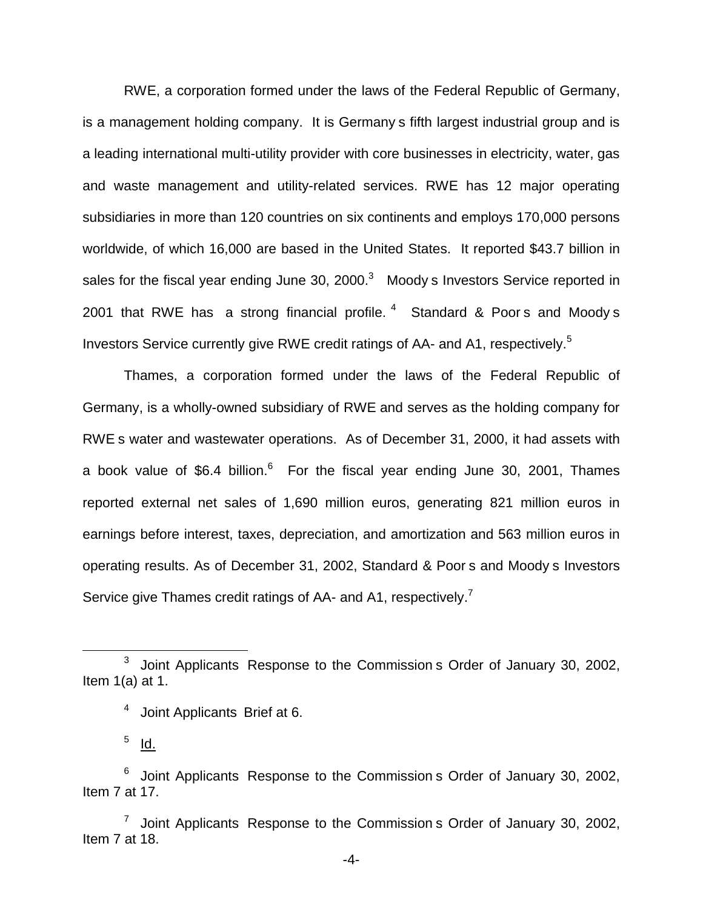RWE, a corporation formed under the laws of the Federal Republic of Germany, is a management holding company. It is Germany s fifth largest industrial group and is a leading international multi-utility provider with core businesses in electricity, water, gas and waste management and utility-related services. RWE has 12 major operating subsidiaries in more than 120 countries on six continents and employs 170,000 persons worldwide, of which 16,000 are based in the United States. It reported $43.7 billion in sales for the fiscal year ending June 30, 2000.[3] Moody s Investors Service reported in 2001 that RWE has a strong financial profile.[4] Standard & Poor s and Moody s Investors Service currently give RWE credit ratings of AA- and A1, respectively.[5]

Thames, a corporation formed under the laws of the Federal Republic of Germany, is a wholly-owned subsidiary of RWE and serves as the holding company for RWE s water and wastewater operations. As of December 31, 2000, it had assets with a book value of $6.4 billion.[6] For the fiscal year ending June 30, 2001, Thames reported external net sales of 1,690 million euros, generating 821 million euros in earnings before interest, taxes, depreciation, and amortization and 563 million euros in operating results. As of December 31, 2002, Standard & Poor s and Moody s Investors Service give Thames credit ratings of AA- and A1, respectively.[7]

---

[3] Joint Applicants Response to the Commission s Order of January 30, 2002, Item 1(a) at 1.

[4] Joint Applicants Brief at 6.

[5] Id.

[6] Joint Applicants Response to the Commission s Order of January 30, 2002, Item 7 at 17.

[7] Joint Applicants Response to the Commission s Order of January 30, 2002, Item 7 at 18.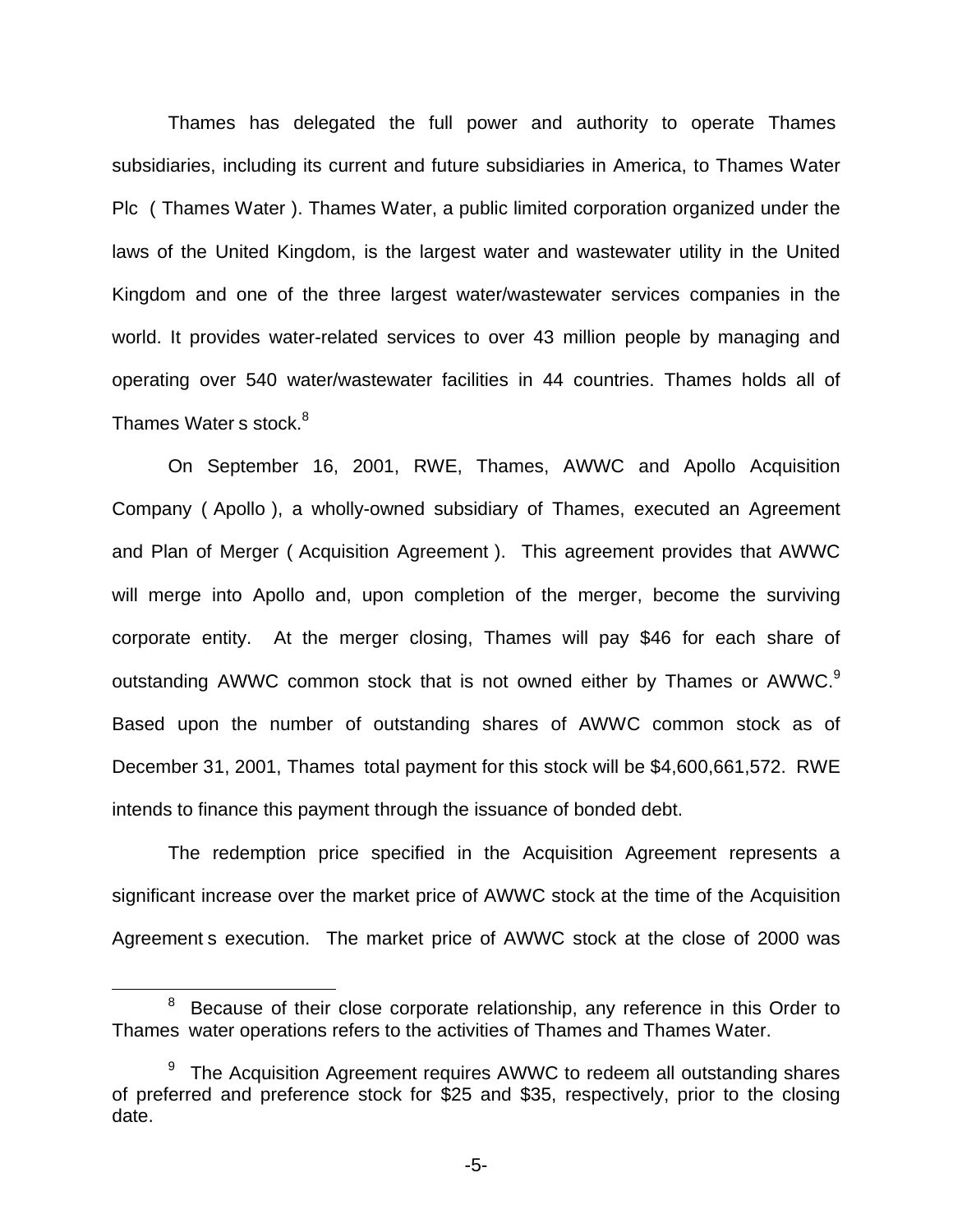Thames has delegated the full power and authority to operate Thames subsidiaries, including its current and future subsidiaries in America, to Thames Water Plc ( Thames Water ). Thames Water, a public limited corporation organized under the laws of the United Kingdom, is the largest water and wastewater utility in the United Kingdom and one of the three largest water/wastewater services companies in the world. It provides water-related services to over 43 million people by managing and operating over 540 water/wastewater facilities in 44 countries. Thames holds all of Thames Water s stock.[8]

On September 16, 2001, RWE, Thames, AWWC and Apollo Acquisition Company ( Apollo ), a wholly-owned subsidiary of Thames, executed an Agreement and Plan of Merger ( Acquisition Agreement ). This agreement provides that AWWC will merge into Apollo and, upon completion of the merger, become the surviving corporate entity. At the merger closing, Thames will pay $46 for each share of outstanding AWWC common stock that is not owned either by Thames or AWWC.[9] Based upon the number of outstanding shares of AWWC common stock as of December 31, 2001, Thames total payment for this stock will be $4,600,661,572. RWE intends to finance this payment through the issuance of bonded debt.

The redemption price specified in the Acquisition Agreement represents a significant increase over the market price of AWWC stock at the time of the Acquisition Agreement s execution. The market price of AWWC stock at the close of 2000 was

[8] Because of their close corporate relationship, any reference in this Order to Thames water operations refers to the activities of Thames and Thames Water.

[9] The Acquisition Agreement requires AWWC to redeem all outstanding shares of preferred and preference stock for $25 and $35, respectively, prior to the closing date.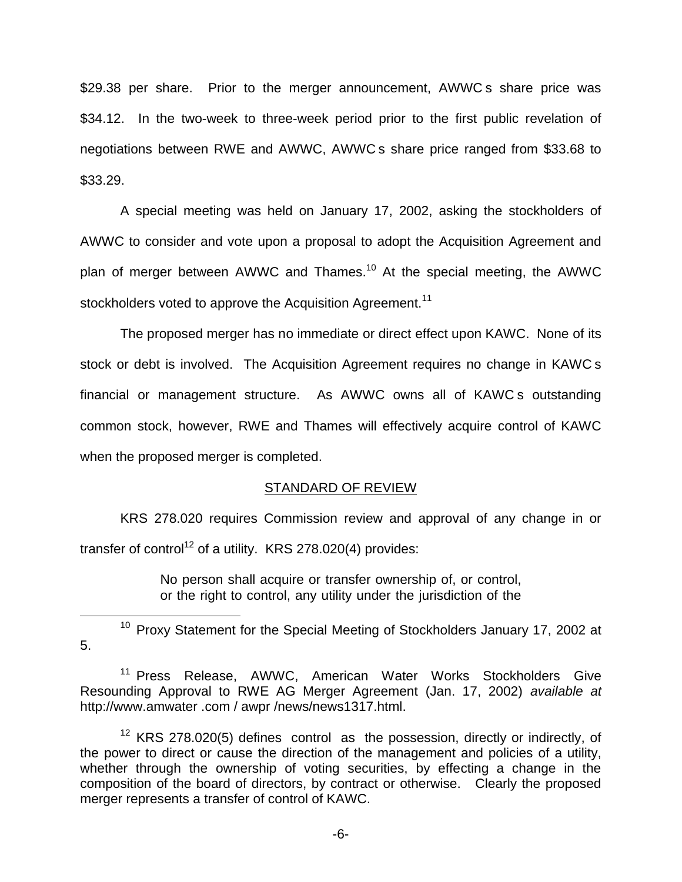$29.38 per share. Prior to the merger announcement, AWWC s share price was $34.12. In the two-week to three-week period prior to the first public revelation of negotiations between RWE and AWWC, AWWC s share price ranged from $33.68 to $33.29.

A special meeting was held on January 17, 2002, asking the stockholders of AWWC to consider and vote upon a proposal to adopt the Acquisition Agreement and plan of merger between AWWC and Thames.[10] At the special meeting, the AWWC stockholders voted to approve the Acquisition Agreement.[11]

The proposed merger has no immediate or direct effect upon KAWC. None of its stock or debt is involved. The Acquisition Agreement requires no change in KAWC s financial or management structure. As AWWC owns all of KAWC s outstanding common stock, however, RWE and Thames will effectively acquire control of KAWC when the proposed merger is completed.

## STANDARD OF REVIEW

KRS 278.020 requires Commission review and approval of any change in or transfer of control[12] of a utility. KRS 278.020(4) provides:

> No person shall acquire or transfer ownership of, or control, or the right to control, any utility under the jurisdiction of the

[10] Proxy Statement for the Special Meeting of Stockholders January 17, 2002 at 5.

[11] Press Release, AWWC, American Water Works Stockholders Give Resounding Approval to RWE AG Merger Agreement (Jan. 17, 2002) *available at* http://www.amwater .com / awpr /news/news1317.html.

[12] KRS 278.020(5) defines control as the possession, directly or indirectly, of the power to direct or cause the direction of the management and policies of a utility, whether through the ownership of voting securities, by effecting a change in the composition of the board of directors, by contract or otherwise. Clearly the proposed merger represents a transfer of control of KAWC.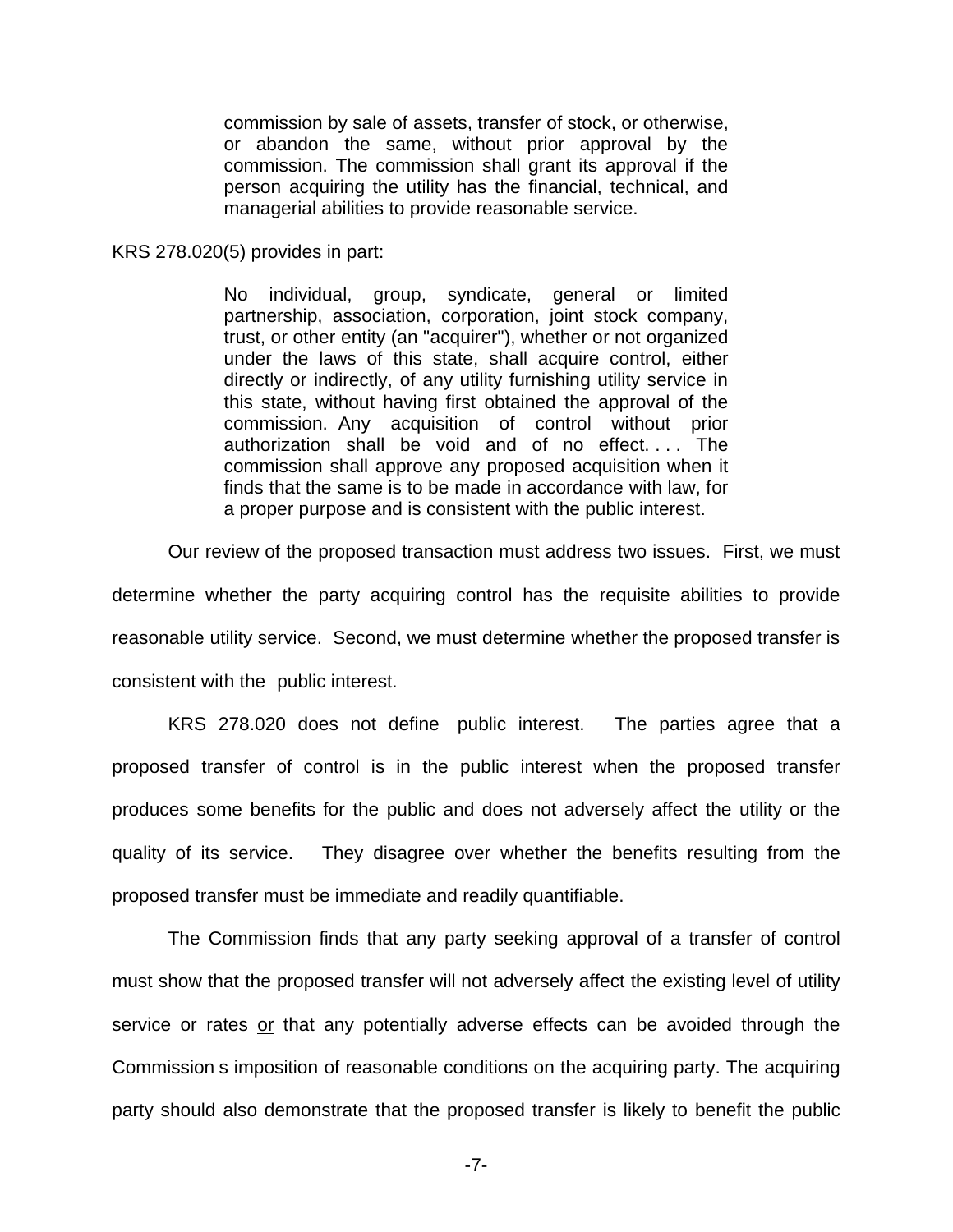> commission by sale of assets, transfer of stock, or otherwise, or abandon the same, without prior approval by the commission. The commission shall grant its approval if the person acquiring the utility has the financial, technical, and managerial abilities to provide reasonable service.

KRS 278.020(5) provides in part:

> No individual, group, syndicate, general or limited partnership, association, corporation, joint stock company, trust, or other entity (an "acquirer"), whether or not organized under the laws of this state, shall acquire control, either directly or indirectly, of any utility furnishing utility service in this state, without having first obtained the approval of the commission. Any acquisition of control without prior authorization shall be void and of no effect. . . . The commission shall approve any proposed acquisition when it finds that the same is to be made in accordance with law, for a proper purpose and is consistent with the public interest.

Our review of the proposed transaction must address two issues. First, we must determine whether the party acquiring control has the requisite abilities to provide reasonable utility service. Second, we must determine whether the proposed transfer is consistent with the public interest.

KRS 278.020 does not define public interest. The parties agree that a proposed transfer of control is in the public interest when the proposed transfer produces some benefits for the public and does not adversely affect the utility or the quality of its service. They disagree over whether the benefits resulting from the proposed transfer must be immediate and readily quantifiable.

The Commission finds that any party seeking approval of a transfer of control must show that the proposed transfer will not adversely affect the existing level of utility service or rates <u>or</u> that any potentially adverse effects can be avoided through the Commission s imposition of reasonable conditions on the acquiring party. The acquiring party should also demonstrate that the proposed transfer is likely to benefit the public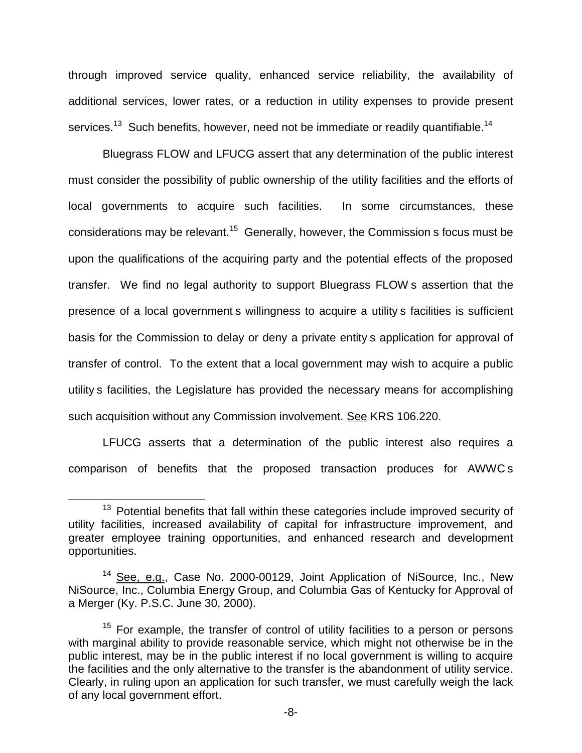through improved service quality, enhanced service reliability, the availability of additional services, lower rates, or a reduction in utility expenses to provide present services.[13] Such benefits, however, need not be immediate or readily quantifiable.[14]

Bluegrass FLOW and LFUCG assert that any determination of the public interest must consider the possibility of public ownership of the utility facilities and the efforts of local governments to acquire such facilities. In some circumstances, these considerations may be relevant.[15] Generally, however, the Commission s focus must be upon the qualifications of the acquiring party and the potential effects of the proposed transfer. We find no legal authority to support Bluegrass FLOW s assertion that the presence of a local government s willingness to acquire a utility s facilities is sufficient basis for the Commission to delay or deny a private entity s application for approval of transfer of control. To the extent that a local government may wish to acquire a public utility s facilities, the Legislature has provided the necessary means for accomplishing such acquisition without any Commission involvement. See KRS 106.220.

LFUCG asserts that a determination of the public interest also requires a comparison of benefits that the proposed transaction produces for AWWC s

---

[13] Potential benefits that fall within these categories include improved security of utility facilities, increased availability of capital for infrastructure improvement, and greater employee training opportunities, and enhanced research and development opportunities.

[14] See, e.g., Case No. 2000-00129, Joint Application of NiSource, Inc., New NiSource, Inc., Columbia Energy Group, and Columbia Gas of Kentucky for Approval of a Merger (Ky. P.S.C. June 30, 2000).

[15] For example, the transfer of control of utility facilities to a person or persons with marginal ability to provide reasonable service, which might not otherwise be in the public interest, may be in the public interest if no local government is willing to acquire the facilities and the only alternative to the transfer is the abandonment of utility service. Clearly, in ruling upon an application for such transfer, we must carefully weigh the lack of any local government effort.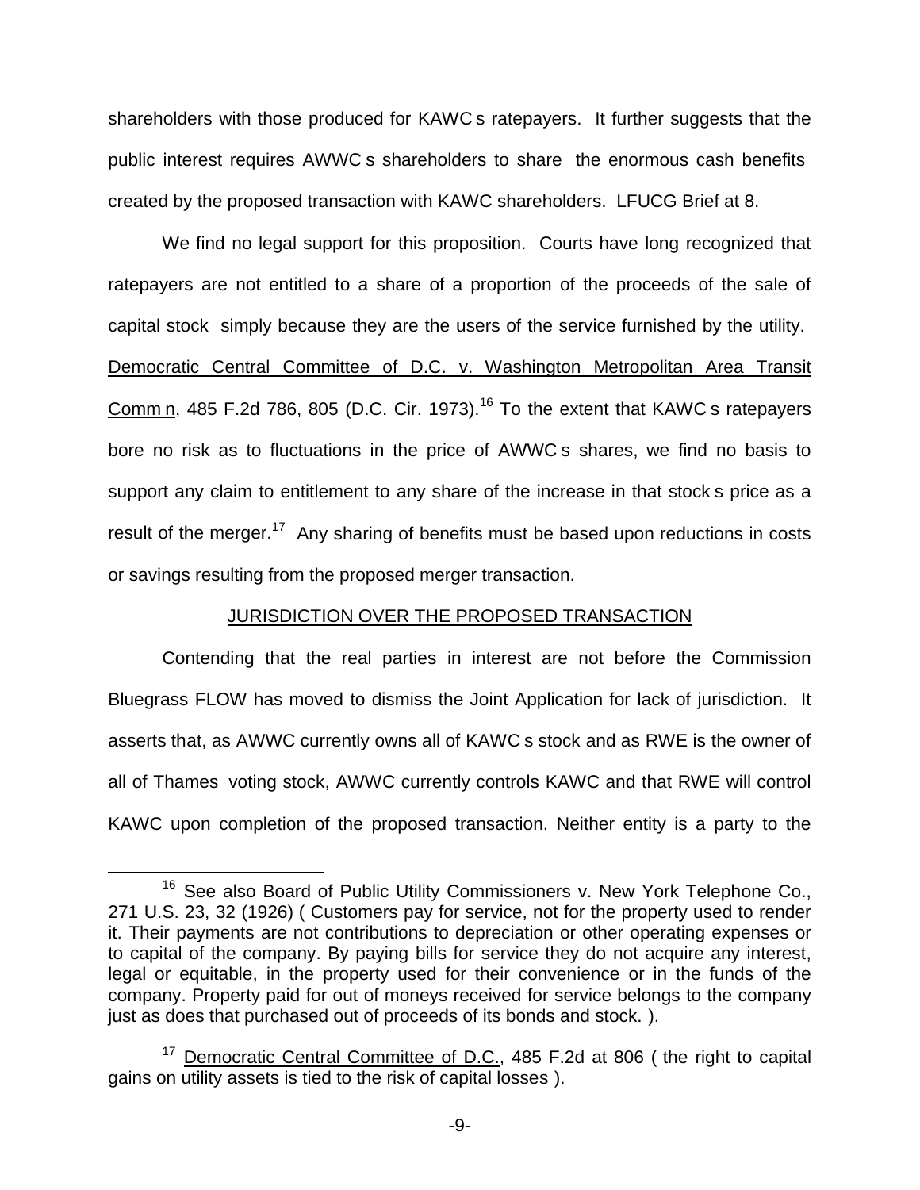shareholders with those produced for KAWC s ratepayers. It further suggests that the public interest requires AWWC s shareholders to share the enormous cash benefits created by the proposed transaction with KAWC shareholders. LFUCG Brief at 8.

We find no legal support for this proposition. Courts have long recognized that ratepayers are not entitled to a share of a proportion of the proceeds of the sale of capital stock simply because they are the users of the service furnished by the utility. Democratic Central Committee of D.C. v. Washington Metropolitan Area Transit Comm n, 485 F.2d 786, 805 (D.C. Cir. 1973).[16] To the extent that KAWC s ratepayers bore no risk as to fluctuations in the price of AWWC s shares, we find no basis to support any claim to entitlement to any share of the increase in that stock s price as a result of the merger.[17] Any sharing of benefits must be based upon reductions in costs or savings resulting from the proposed merger transaction.

## JURISDICTION OVER THE PROPOSED TRANSACTION

Contending that the real parties in interest are not before the Commission Bluegrass FLOW has moved to dismiss the Joint Application for lack of jurisdiction. It asserts that, as AWWC currently owns all of KAWC s stock and as RWE is the owner of all of Thames voting stock, AWWC currently controls KAWC and that RWE will control KAWC upon completion of the proposed transaction. Neither entity is a party to the

---

[16] See also Board of Public Utility Commissioners v. New York Telephone Co., 271 U.S. 23, 32 (1926) ( Customers pay for service, not for the property used to render it. Their payments are not contributions to depreciation or other operating expenses or to capital of the company. By paying bills for service they do not acquire any interest, legal or equitable, in the property used for their convenience or in the funds of the company. Property paid for out of moneys received for service belongs to the company just as does that purchased out of proceeds of its bonds and stock. ).

[17] Democratic Central Committee of D.C., 485 F.2d at 806 ( the right to capital gains on utility assets is tied to the risk of capital losses ).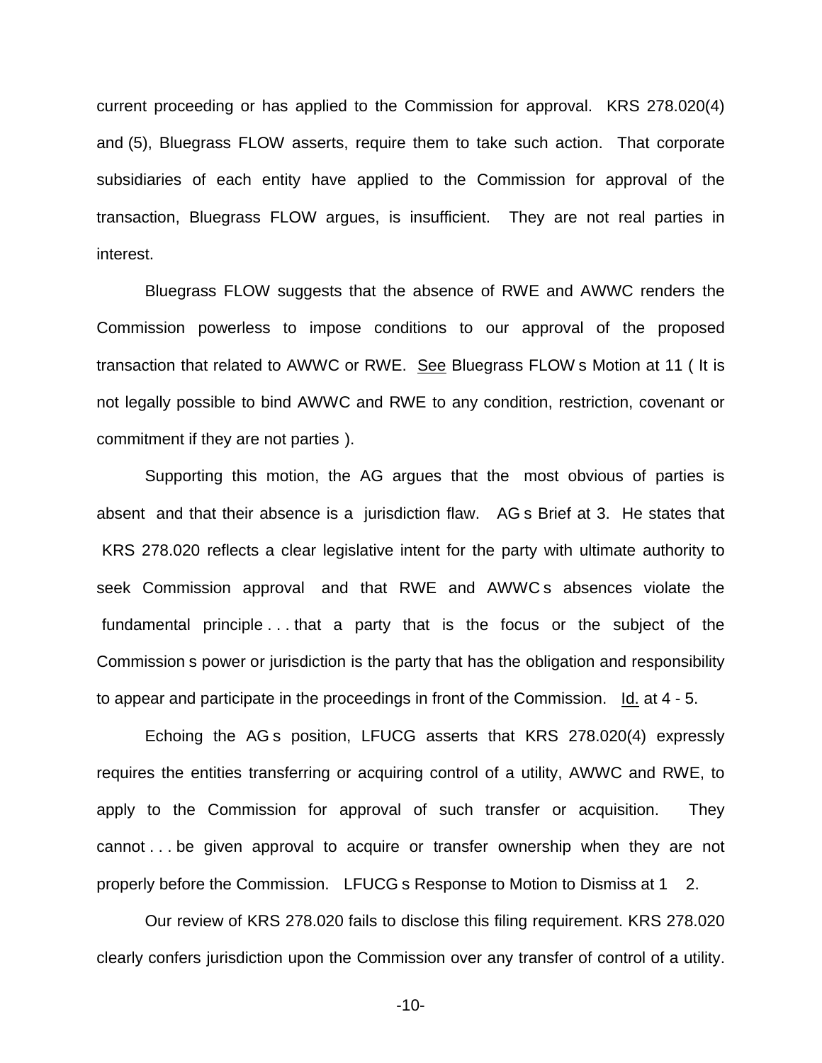current proceeding or has applied to the Commission for approval. KRS 278.020(4) and (5), Bluegrass FLOW asserts, require them to take such action. That corporate subsidiaries of each entity have applied to the Commission for approval of the transaction, Bluegrass FLOW argues, is insufficient. They are not real parties in interest.

Bluegrass FLOW suggests that the absence of RWE and AWWC renders the Commission powerless to impose conditions to our approval of the proposed transaction that related to AWWC or RWE. See Bluegrass FLOW s Motion at 11 ( It is not legally possible to bind AWWC and RWE to any condition, restriction, covenant or commitment if they are not parties ).

Supporting this motion, the AG argues that the most obvious of parties is absent and that their absence is a jurisdiction flaw. AG s Brief at 3. He states that KRS 278.020 reflects a clear legislative intent for the party with ultimate authority to seek Commission approval and that RWE and AWWC s absences violate the fundamental principle . . . that a party that is the focus or the subject of the Commission s power or jurisdiction is the party that has the obligation and responsibility to appear and participate in the proceedings in front of the Commission. Id. at 4 - 5.

Echoing the AG s position, LFUCG asserts that KRS 278.020(4) expressly requires the entities transferring or acquiring control of a utility, AWWC and RWE, to apply to the Commission for approval of such transfer or acquisition. They cannot . . . be given approval to acquire or transfer ownership when they are not properly before the Commission. LFUCG s Response to Motion to Dismiss at 1 2.

Our review of KRS 278.020 fails to disclose this filing requirement. KRS 278.020 clearly confers jurisdiction upon the Commission over any transfer of control of a utility.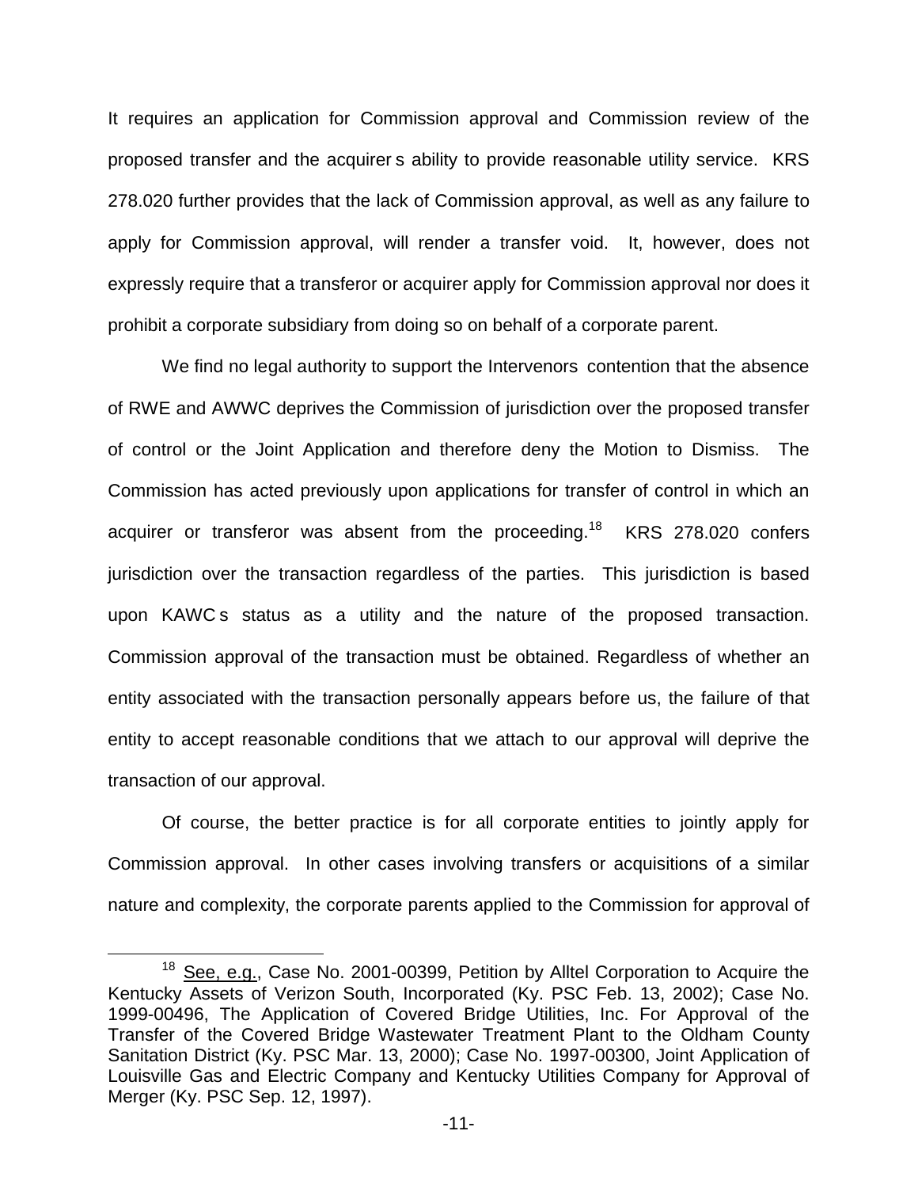It requires an application for Commission approval and Commission review of the proposed transfer and the acquirer s ability to provide reasonable utility service. KRS 278.020 further provides that the lack of Commission approval, as well as any failure to apply for Commission approval, will render a transfer void. It, however, does not expressly require that a transferor or acquirer apply for Commission approval nor does it prohibit a corporate subsidiary from doing so on behalf of a corporate parent.

We find no legal authority to support the Intervenors contention that the absence of RWE and AWWC deprives the Commission of jurisdiction over the proposed transfer of control or the Joint Application and therefore deny the Motion to Dismiss. The Commission has acted previously upon applications for transfer of control in which an acquirer or transferor was absent from the proceeding.[18] KRS 278.020 confers jurisdiction over the transaction regardless of the parties. This jurisdiction is based upon KAWC s status as a utility and the nature of the proposed transaction. Commission approval of the transaction must be obtained. Regardless of whether an entity associated with the transaction personally appears before us, the failure of that entity to accept reasonable conditions that we attach to our approval will deprive the transaction of our approval.

Of course, the better practice is for all corporate entities to jointly apply for Commission approval. In other cases involving transfers or acquisitions of a similar nature and complexity, the corporate parents applied to the Commission for approval of

---

[18] See, e.g., Case No. 2001-00399, Petition by Alltel Corporation to Acquire the Kentucky Assets of Verizon South, Incorporated (Ky. PSC Feb. 13, 2002); Case No. 1999-00496, The Application of Covered Bridge Utilities, Inc. For Approval of the Transfer of the Covered Bridge Wastewater Treatment Plant to the Oldham County Sanitation District (Ky. PSC Mar. 13, 2000); Case No. 1997-00300, Joint Application of Louisville Gas and Electric Company and Kentucky Utilities Company for Approval of Merger (Ky. PSC Sep. 12, 1997).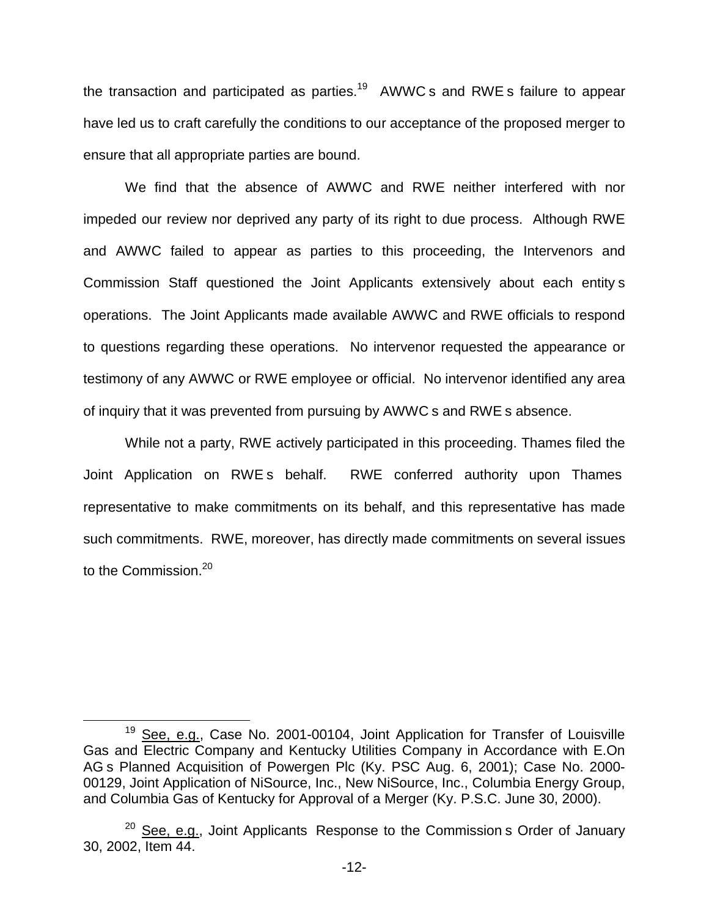the transaction and participated as parties.[19] AWWC s and RWE s failure to appear have led us to craft carefully the conditions to our acceptance of the proposed merger to ensure that all appropriate parties are bound.

We find that the absence of AWWC and RWE neither interfered with nor impeded our review nor deprived any party of its right to due process. Although RWE and AWWC failed to appear as parties to this proceeding, the Intervenors and Commission Staff questioned the Joint Applicants extensively about each entity s operations. The Joint Applicants made available AWWC and RWE officials to respond to questions regarding these operations. No intervenor requested the appearance or testimony of any AWWC or RWE employee or official. No intervenor identified any area of inquiry that it was prevented from pursuing by AWWC s and RWE s absence.

While not a party, RWE actively participated in this proceeding. Thames filed the Joint Application on RWE s behalf. RWE conferred authority upon Thames representative to make commitments on its behalf, and this representative has made such commitments. RWE, moreover, has directly made commitments on several issues to the Commission.[20]

---

[19] See, e.g., Case No. 2001-00104, Joint Application for Transfer of Louisville Gas and Electric Company and Kentucky Utilities Company in Accordance with E.On AG s Planned Acquisition of Powergen Plc (Ky. PSC Aug. 6, 2001); Case No. 2000-00129, Joint Application of NiSource, Inc., New NiSource, Inc., Columbia Energy Group, and Columbia Gas of Kentucky for Approval of a Merger (Ky. P.S.C. June 30, 2000).

[20] See, e.g., Joint Applicants Response to the Commission s Order of January 30, 2002, Item 44.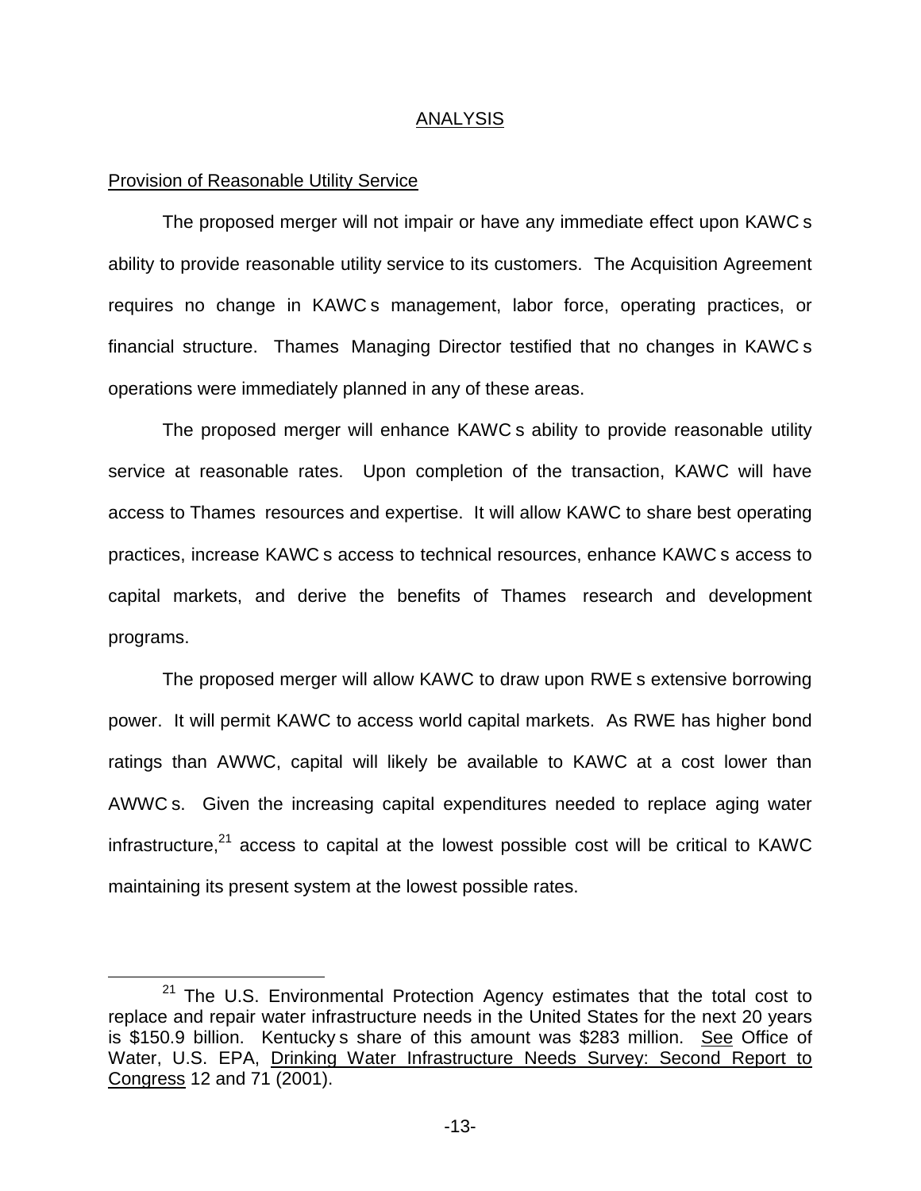## ANALYSIS

Provision of Reasonable Utility Service

The proposed merger will not impair or have any immediate effect upon KAWC s ability to provide reasonable utility service to its customers. The Acquisition Agreement requires no change in KAWC s management, labor force, operating practices, or financial structure. Thames Managing Director testified that no changes in KAWC s operations were immediately planned in any of these areas.

The proposed merger will enhance KAWC s ability to provide reasonable utility service at reasonable rates. Upon completion of the transaction, KAWC will have access to Thames resources and expertise. It will allow KAWC to share best operating practices, increase KAWC s access to technical resources, enhance KAWC s access to capital markets, and derive the benefits of Thames research and development programs.

The proposed merger will allow KAWC to draw upon RWE s extensive borrowing power. It will permit KAWC to access world capital markets. As RWE has higher bond ratings than AWWC, capital will likely be available to KAWC at a cost lower than AWWC s. Given the increasing capital expenditures needed to replace aging water infrastructure,[21] access to capital at the lowest possible cost will be critical to KAWC maintaining its present system at the lowest possible rates.

---

[21] The U.S. Environmental Protection Agency estimates that the total cost to replace and repair water infrastructure needs in the United States for the next 20 years is $150.9 billion. Kentucky s share of this amount was $283 million. See Office of Water, U.S. EPA, Drinking Water Infrastructure Needs Survey: Second Report to Congress 12 and 71 (2001).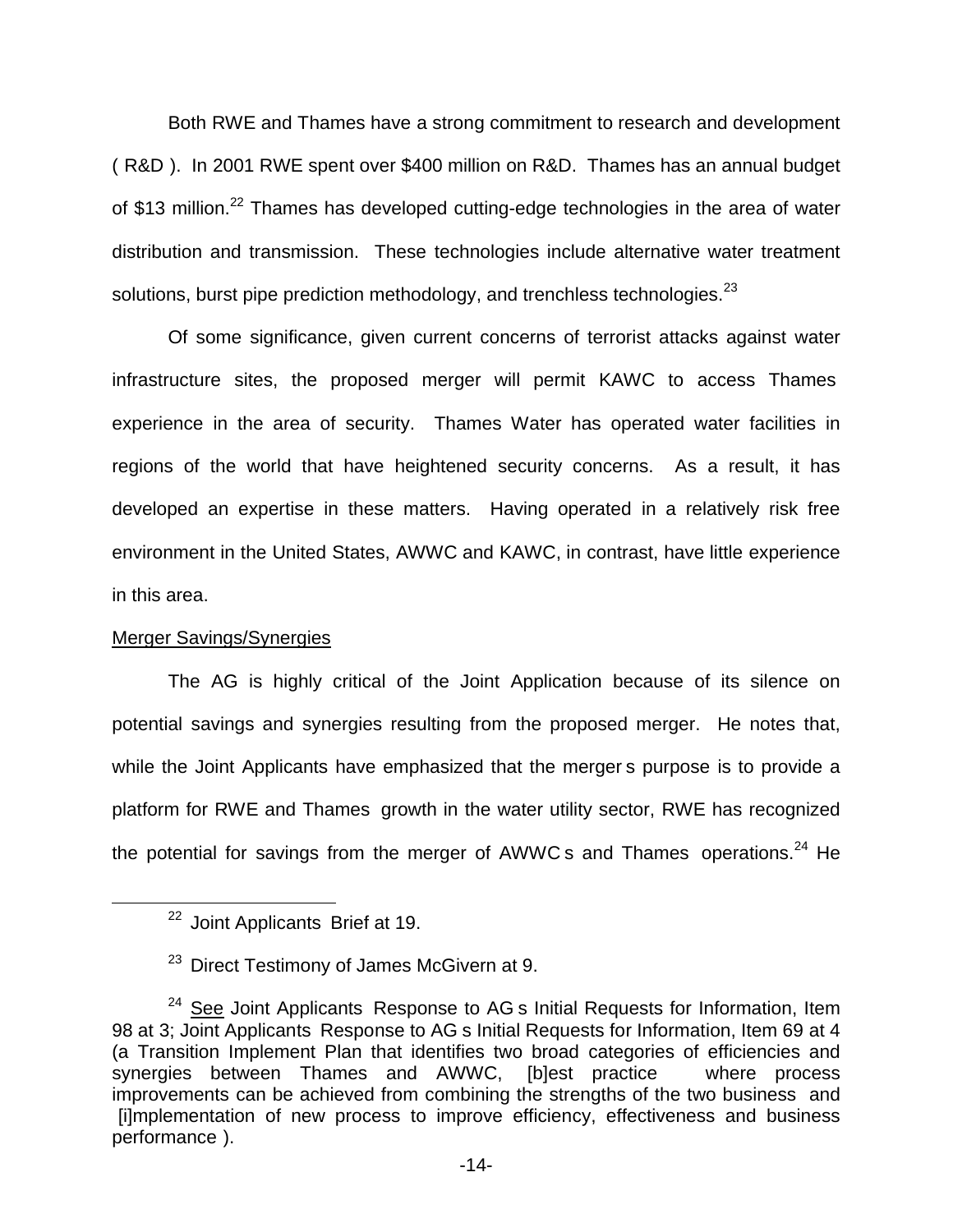Both RWE and Thames have a strong commitment to research and development ( R&D ). In 2001 RWE spent over $400 million on R&D. Thames has an annual budget of $13 million.[22] Thames has developed cutting-edge technologies in the area of water distribution and transmission. These technologies include alternative water treatment solutions, burst pipe prediction methodology, and trenchless technologies.[23]

Of some significance, given current concerns of terrorist attacks against water infrastructure sites, the proposed merger will permit KAWC to access Thames experience in the area of security. Thames Water has operated water facilities in regions of the world that have heightened security concerns. As a result, it has developed an expertise in these matters. Having operated in a relatively risk free environment in the United States, AWWC and KAWC, in contrast, have little experience in this area.

Merger Savings/Synergies

The AG is highly critical of the Joint Application because of its silence on potential savings and synergies resulting from the proposed merger. He notes that, while the Joint Applicants have emphasized that the merger s purpose is to provide a platform for RWE and Thames growth in the water utility sector, RWE has recognized the potential for savings from the merger of AWWC s and Thames operations.[24] He

---

[22] Joint Applicants Brief at 19.

[23] Direct Testimony of James McGivern at 9.

[24] See Joint Applicants Response to AG s Initial Requests for Information, Item 98 at 3; Joint Applicants Response to AG s Initial Requests for Information, Item 69 at 4 (a Transition Implement Plan that identifies two broad categories of efficiencies and synergies between Thames and AWWC, [b]est practice where process improvements can be achieved from combining the strengths of the two business and [i]mplementation of new process to improve efficiency, effectiveness and business performance ).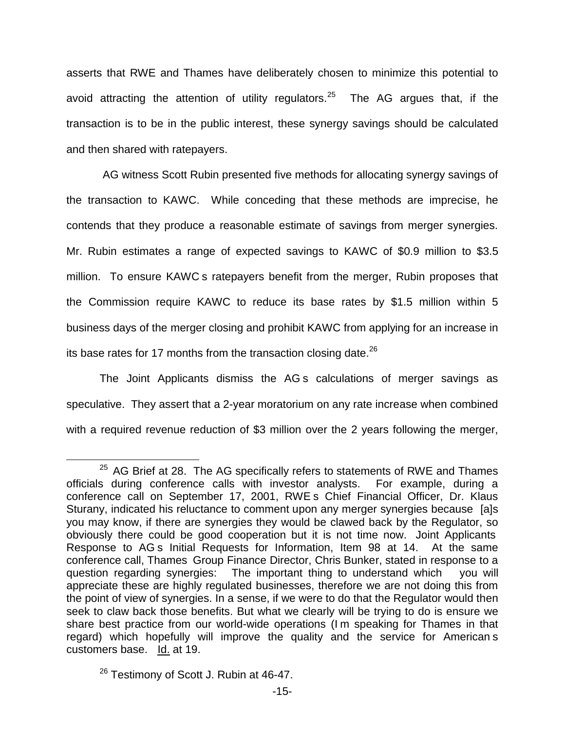asserts that RWE and Thames have deliberately chosen to minimize this potential to avoid attracting the attention of utility regulators.[25] The AG argues that, if the transaction is to be in the public interest, these synergy savings should be calculated and then shared with ratepayers.

AG witness Scott Rubin presented five methods for allocating synergy savings of the transaction to KAWC. While conceding that these methods are imprecise, he contends that they produce a reasonable estimate of savings from merger synergies. Mr. Rubin estimates a range of expected savings to KAWC of $0.9 million to $3.5 million. To ensure KAWC s ratepayers benefit from the merger, Rubin proposes that the Commission require KAWC to reduce its base rates by $1.5 million within 5 business days of the merger closing and prohibit KAWC from applying for an increase in its base rates for 17 months from the transaction closing date.[26]

The Joint Applicants dismiss the AG s calculations of merger savings as speculative. They assert that a 2-year moratorium on any rate increase when combined with a required revenue reduction of $3 million over the 2 years following the merger,

---

[25] AG Brief at 28. The AG specifically refers to statements of RWE and Thames officials during conference calls with investor analysts. For example, during a conference call on September 17, 2001, RWE s Chief Financial Officer, Dr. Klaus Sturany, indicated his reluctance to comment upon any merger synergies because [a]s you may know, if there are synergies they would be clawed back by the Regulator, so obviously there could be good cooperation but it is not time now. Joint Applicants Response to AG s Initial Requests for Information, Item 98 at 14. At the same conference call, Thames Group Finance Director, Chris Bunker, stated in response to a question regarding synergies: The important thing to understand which you will appreciate these are highly regulated businesses, therefore we are not doing this from the point of view of synergies. In a sense, if we were to do that the Regulator would then seek to claw back those benefits. But what we clearly will be trying to do is ensure we share best practice from our world-wide operations (I m speaking for Thames in that regard) which hopefully will improve the quality and the service for American s customers base. Id. at 19.

[26] Testimony of Scott J. Rubin at 46-47.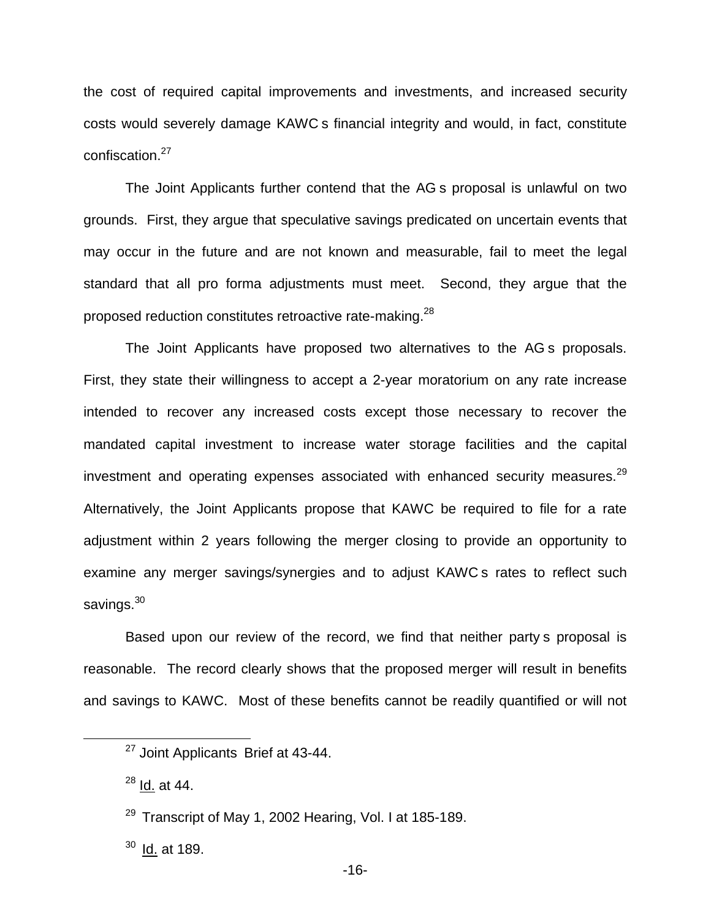the cost of required capital improvements and investments, and increased security costs would severely damage KAWC s financial integrity and would, in fact, constitute confiscation.[27]

The Joint Applicants further contend that the AG s proposal is unlawful on two grounds. First, they argue that speculative savings predicated on uncertain events that may occur in the future and are not known and measurable, fail to meet the legal standard that all pro forma adjustments must meet. Second, they argue that the proposed reduction constitutes retroactive rate-making.[28]

The Joint Applicants have proposed two alternatives to the AG s proposals. First, they state their willingness to accept a 2-year moratorium on any rate increase intended to recover any increased costs except those necessary to recover the mandated capital investment to increase water storage facilities and the capital investment and operating expenses associated with enhanced security measures.[29] Alternatively, the Joint Applicants propose that KAWC be required to file for a rate adjustment within 2 years following the merger closing to provide an opportunity to examine any merger savings/synergies and to adjust KAWC s rates to reflect such savings.[30]

Based upon our review of the record, we find that neither party s proposal is reasonable. The record clearly shows that the proposed merger will result in benefits and savings to KAWC. Most of these benefits cannot be readily quantified or will not

---

[27] Joint Applicants Brief at 43-44.

[28] Id. at 44.

[29] Transcript of May 1, 2002 Hearing, Vol. I at 185-189.

[30] Id. at 189.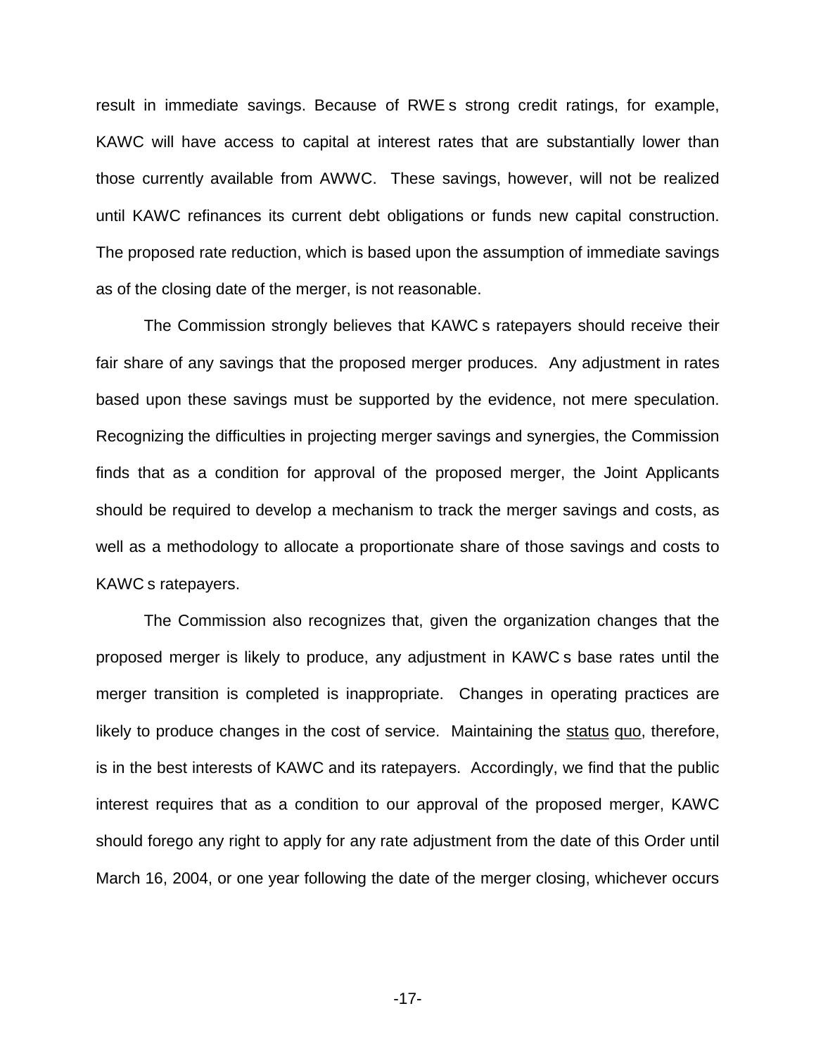result in immediate savings. Because of RWE s strong credit ratings, for example, KAWC will have access to capital at interest rates that are substantially lower than those currently available from AWWC. These savings, however, will not be realized until KAWC refinances its current debt obligations or funds new capital construction. The proposed rate reduction, which is based upon the assumption of immediate savings as of the closing date of the merger, is not reasonable.

The Commission strongly believes that KAWC s ratepayers should receive their fair share of any savings that the proposed merger produces. Any adjustment in rates based upon these savings must be supported by the evidence, not mere speculation. Recognizing the difficulties in projecting merger savings and synergies, the Commission finds that as a condition for approval of the proposed merger, the Joint Applicants should be required to develop a mechanism to track the merger savings and costs, as well as a methodology to allocate a proportionate share of those savings and costs to KAWC s ratepayers.

The Commission also recognizes that, given the organization changes that the proposed merger is likely to produce, any adjustment in KAWC s base rates until the merger transition is completed is inappropriate. Changes in operating practices are likely to produce changes in the cost of service. Maintaining the <u>status</u> <u>quo</u>, therefore, is in the best interests of KAWC and its ratepayers. Accordingly, we find that the public interest requires that as a condition to our approval of the proposed merger, KAWC should forego any right to apply for any rate adjustment from the date of this Order until March 16, 2004, or one year following the date of the merger closing, whichever occurs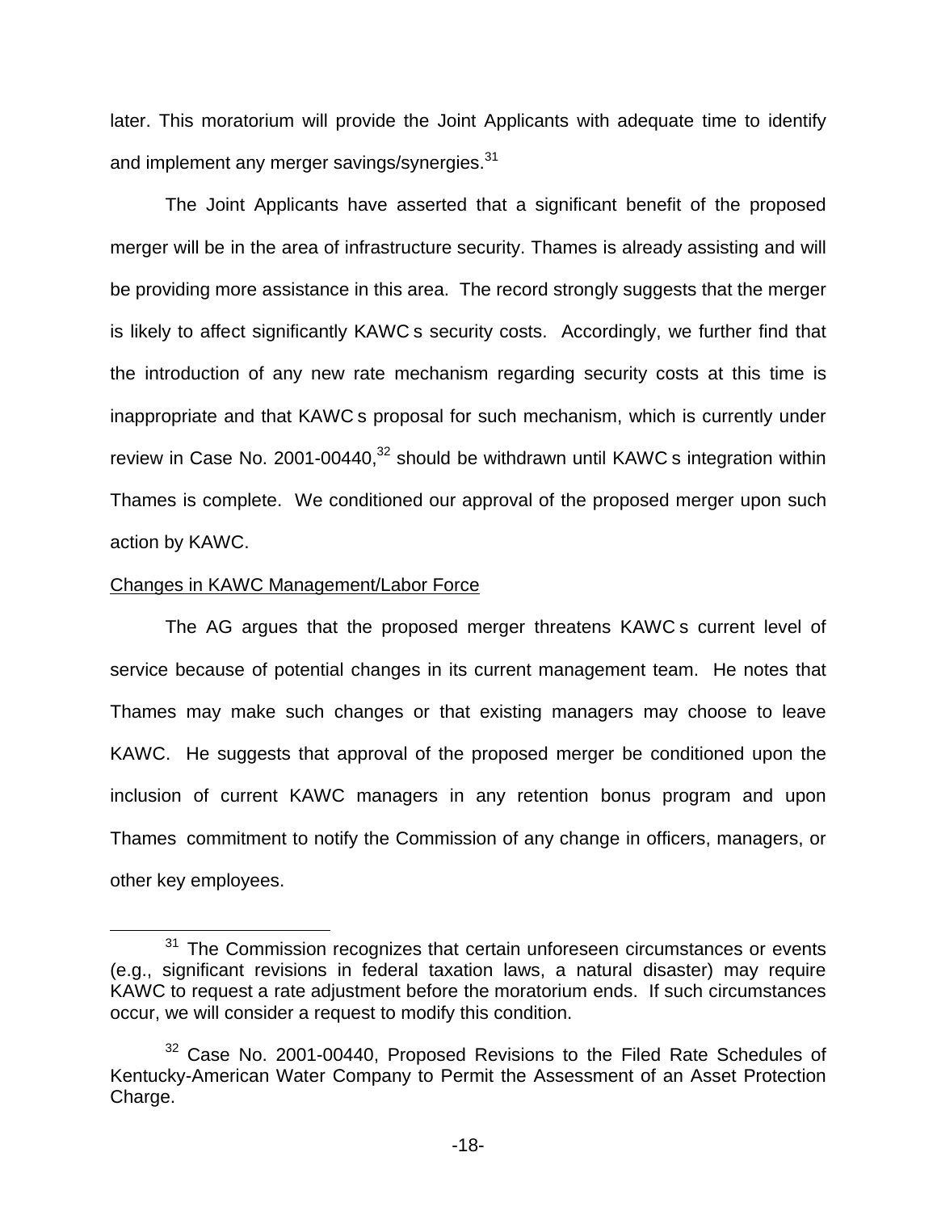later. This moratorium will provide the Joint Applicants with adequate time to identify and implement any merger savings/synergies.[31]

The Joint Applicants have asserted that a significant benefit of the proposed merger will be in the area of infrastructure security. Thames is already assisting and will be providing more assistance in this area. The record strongly suggests that the merger is likely to affect significantly KAWC s security costs. Accordingly, we further find that the introduction of any new rate mechanism regarding security costs at this time is inappropriate and that KAWC s proposal for such mechanism, which is currently under review in Case No. 2001-00440,[32] should be withdrawn until KAWC s integration within Thames is complete. We conditioned our approval of the proposed merger upon such action by KAWC.

<u>Changes in KAWC Management/Labor Force</u>

The AG argues that the proposed merger threatens KAWC s current level of service because of potential changes in its current management team. He notes that Thames may make such changes or that existing managers may choose to leave KAWC. He suggests that approval of the proposed merger be conditioned upon the inclusion of current KAWC managers in any retention bonus program and upon Thames commitment to notify the Commission of any change in officers, managers, or other key employees.

---

[31] The Commission recognizes that certain unforeseen circumstances or events (e.g., significant revisions in federal taxation laws, a natural disaster) may require KAWC to request a rate adjustment before the moratorium ends. If such circumstances occur, we will consider a request to modify this condition.

[32] Case No. 2001-00440, Proposed Revisions to the Filed Rate Schedules of Kentucky-American Water Company to Permit the Assessment of an Asset Protection Charge.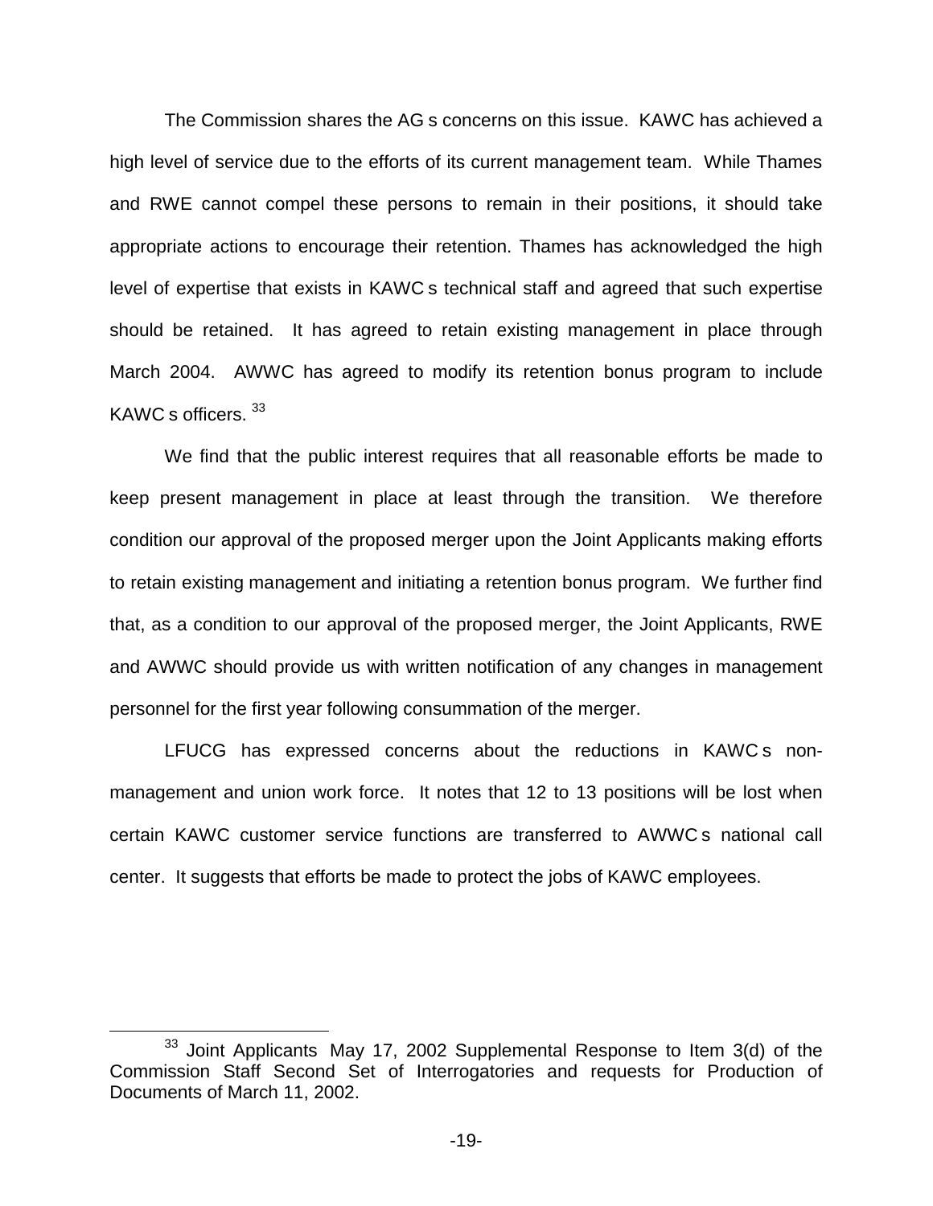The Commission shares the AG s concerns on this issue. KAWC has achieved a high level of service due to the efforts of its current management team. While Thames and RWE cannot compel these persons to remain in their positions, it should take appropriate actions to encourage their retention. Thames has acknowledged the high level of expertise that exists in KAWC s technical staff and agreed that such expertise should be retained. It has agreed to retain existing management in place through March 2004. AWWC has agreed to modify its retention bonus program to include KAWC s officers.[33]

We find that the public interest requires that all reasonable efforts be made to keep present management in place at least through the transition. We therefore condition our approval of the proposed merger upon the Joint Applicants making efforts to retain existing management and initiating a retention bonus program. We further find that, as a condition to our approval of the proposed merger, the Joint Applicants, RWE and AWWC should provide us with written notification of any changes in management personnel for the first year following consummation of the merger.

LFUCG has expressed concerns about the reductions in KAWC s non-management and union work force. It notes that 12 to 13 positions will be lost when certain KAWC customer service functions are transferred to AWWC s national call center. It suggests that efforts be made to protect the jobs of KAWC employees.

[33] Joint Applicants May 17, 2002 Supplemental Response to Item 3(d) of the Commission Staff Second Set of Interrogatories and requests for Production of Documents of March 11, 2002.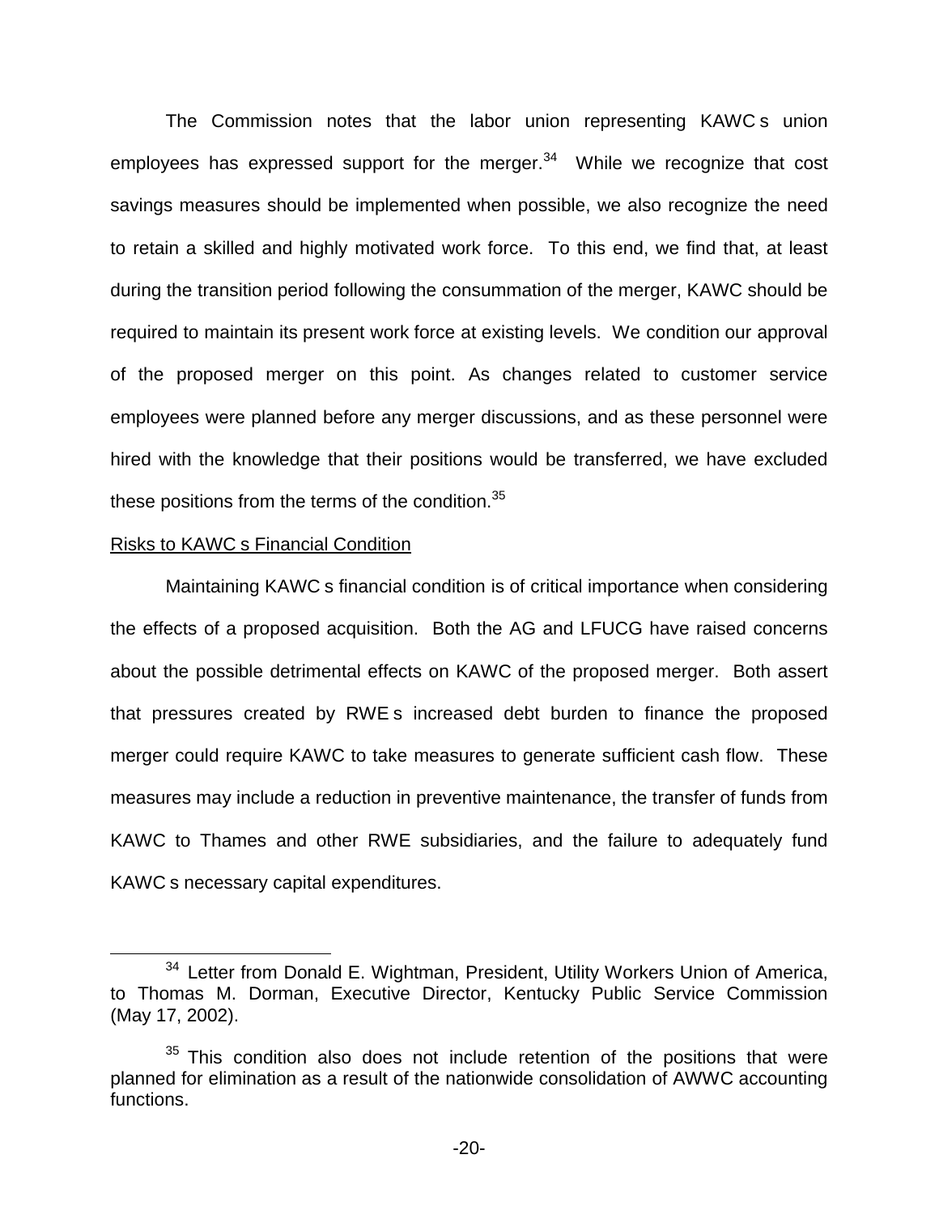The Commission notes that the labor union representing KAWC s union employees has expressed support for the merger.[34] While we recognize that cost savings measures should be implemented when possible, we also recognize the need to retain a skilled and highly motivated work force. To this end, we find that, at least during the transition period following the consummation of the merger, KAWC should be required to maintain its present work force at existing levels. We condition our approval of the proposed merger on this point. As changes related to customer service employees were planned before any merger discussions, and as these personnel were hired with the knowledge that their positions would be transferred, we have excluded these positions from the terms of the condition.[35]

Risks to KAWC s Financial Condition

Maintaining KAWC s financial condition is of critical importance when considering the effects of a proposed acquisition. Both the AG and LFUCG have raised concerns about the possible detrimental effects on KAWC of the proposed merger. Both assert that pressures created by RWE s increased debt burden to finance the proposed merger could require KAWC to take measures to generate sufficient cash flow. These measures may include a reduction in preventive maintenance, the transfer of funds from KAWC to Thames and other RWE subsidiaries, and the failure to adequately fund KAWC s necessary capital expenditures.

---

[34] Letter from Donald E. Wightman, President, Utility Workers Union of America, to Thomas M. Dorman, Executive Director, Kentucky Public Service Commission (May 17, 2002).

[35] This condition also does not include retention of the positions that were planned for elimination as a result of the nationwide consolidation of AWWC accounting functions.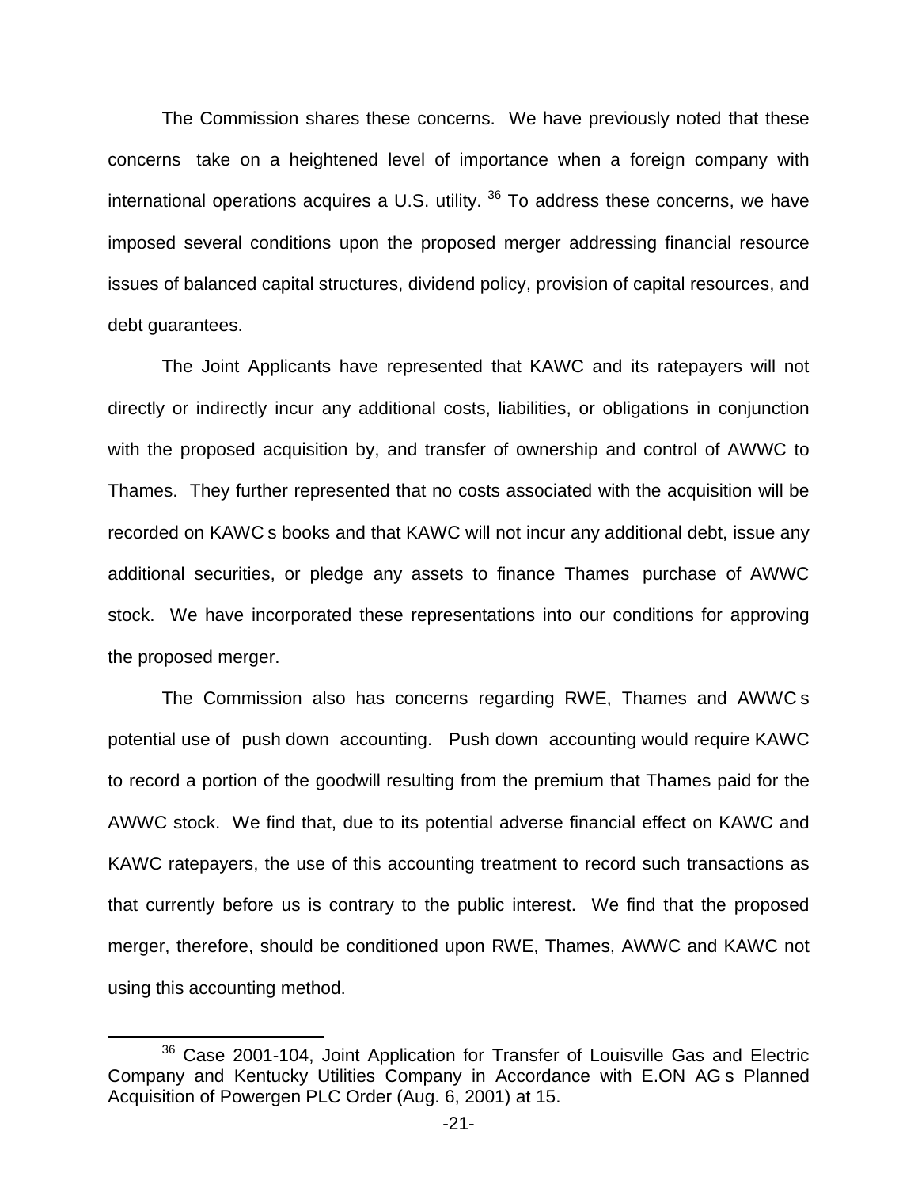The Commission shares these concerns. We have previously noted that these concerns take on a heightened level of importance when a foreign company with international operations acquires a U.S. utility.[36] To address these concerns, we have imposed several conditions upon the proposed merger addressing financial resource issues of balanced capital structures, dividend policy, provision of capital resources, and debt guarantees.

The Joint Applicants have represented that KAWC and its ratepayers will not directly or indirectly incur any additional costs, liabilities, or obligations in conjunction with the proposed acquisition by, and transfer of ownership and control of AWWC to Thames. They further represented that no costs associated with the acquisition will be recorded on KAWC s books and that KAWC will not incur any additional debt, issue any additional securities, or pledge any assets to finance Thames purchase of AWWC stock. We have incorporated these representations into our conditions for approving the proposed merger.

The Commission also has concerns regarding RWE, Thames and AWWC s potential use of push down accounting. Push down accounting would require KAWC to record a portion of the goodwill resulting from the premium that Thames paid for the AWWC stock. We find that, due to its potential adverse financial effect on KAWC and KAWC ratepayers, the use of this accounting treatment to record such transactions as that currently before us is contrary to the public interest. We find that the proposed merger, therefore, should be conditioned upon RWE, Thames, AWWC and KAWC not using this accounting method.

---

[36] Case 2001-104, Joint Application for Transfer of Louisville Gas and Electric Company and Kentucky Utilities Company in Accordance with E.ON AG s Planned Acquisition of Powergen PLC Order (Aug. 6, 2001) at 15.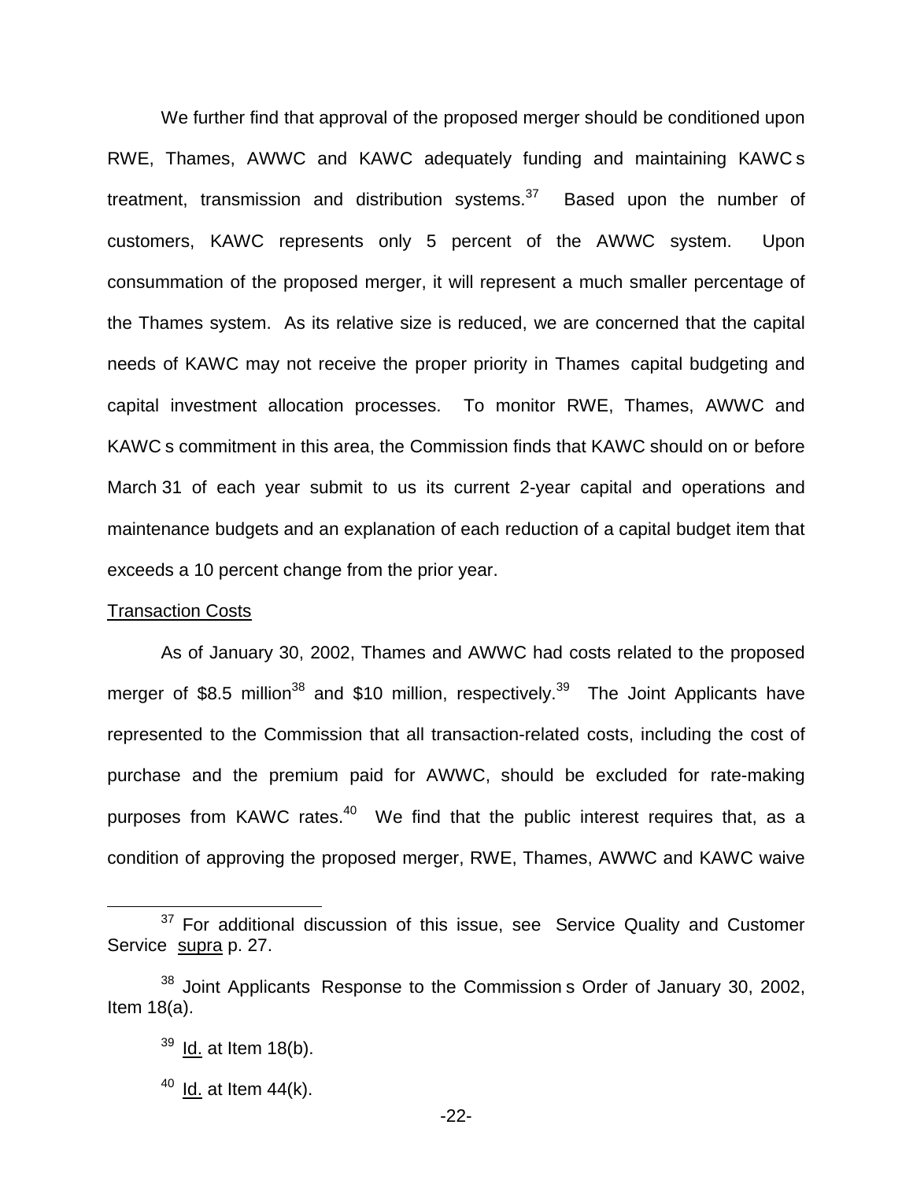We further find that approval of the proposed merger should be conditioned upon RWE, Thames, AWWC and KAWC adequately funding and maintaining KAWC s treatment, transmission and distribution systems.[37] Based upon the number of customers, KAWC represents only 5 percent of the AWWC system. Upon consummation of the proposed merger, it will represent a much smaller percentage of the Thames system. As its relative size is reduced, we are concerned that the capital needs of KAWC may not receive the proper priority in Thames capital budgeting and capital investment allocation processes. To monitor RWE, Thames, AWWC and KAWC s commitment in this area, the Commission finds that KAWC should on or before March 31 of each year submit to us its current 2-year capital and operations and maintenance budgets and an explanation of each reduction of a capital budget item that exceeds a 10 percent change from the prior year.

Transaction Costs

As of January 30, 2002, Thames and AWWC had costs related to the proposed merger of \$8.5 million[38] and \$10 million, respectively.[39] The Joint Applicants have represented to the Commission that all transaction-related costs, including the cost of purchase and the premium paid for AWWC, should be excluded for rate-making purposes from KAWC rates.[40] We find that the public interest requires that, as a condition of approving the proposed merger, RWE, Thames, AWWC and KAWC waive

---

[37] For additional discussion of this issue, see Service Quality and Customer Service supra p. 27.

[38] Joint Applicants Response to the Commission s Order of January 30, 2002, Item 18(a).

[39] Id. at Item 18(b).

[40] Id. at Item 44(k).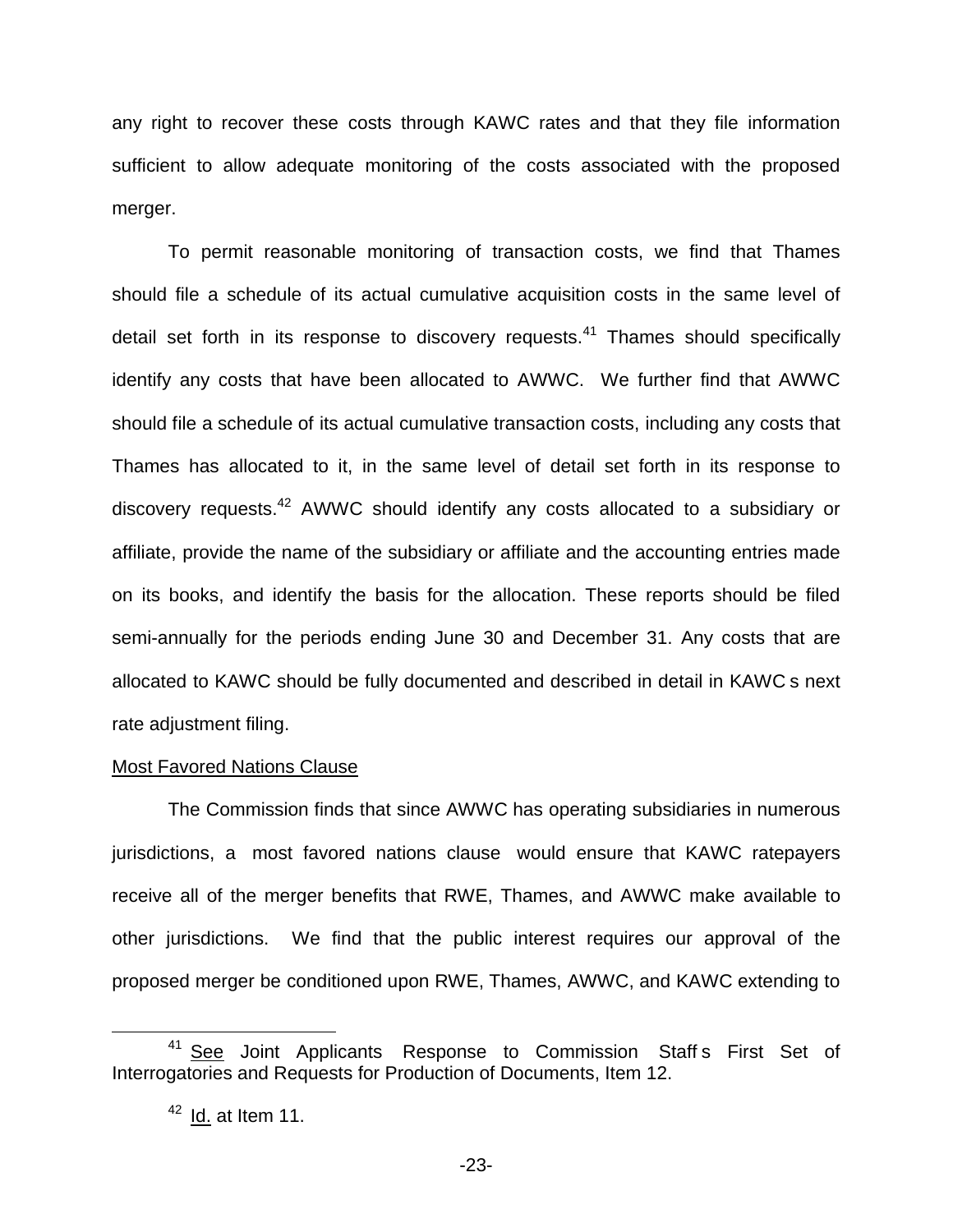any right to recover these costs through KAWC rates and that they file information sufficient to allow adequate monitoring of the costs associated with the proposed merger.

To permit reasonable monitoring of transaction costs, we find that Thames should file a schedule of its actual cumulative acquisition costs in the same level of detail set forth in its response to discovery requests.[41] Thames should specifically identify any costs that have been allocated to AWWC. We further find that AWWC should file a schedule of its actual cumulative transaction costs, including any costs that Thames has allocated to it, in the same level of detail set forth in its response to discovery requests.[42] AWWC should identify any costs allocated to a subsidiary or affiliate, provide the name of the subsidiary or affiliate and the accounting entries made on its books, and identify the basis for the allocation. These reports should be filed semi-annually for the periods ending June 30 and December 31. Any costs that are allocated to KAWC should be fully documented and described in detail in KAWC s next rate adjustment filing.

Most Favored Nations Clause

The Commission finds that since AWWC has operating subsidiaries in numerous jurisdictions, a most favored nations clause would ensure that KAWC ratepayers receive all of the merger benefits that RWE, Thames, and AWWC make available to other jurisdictions. We find that the public interest requires our approval of the proposed merger be conditioned upon RWE, Thames, AWWC, and KAWC extending to

---

[41] See Joint Applicants Response to Commission Staff s First Set of Interrogatories and Requests for Production of Documents, Item 12.

[42] Id. at Item 11.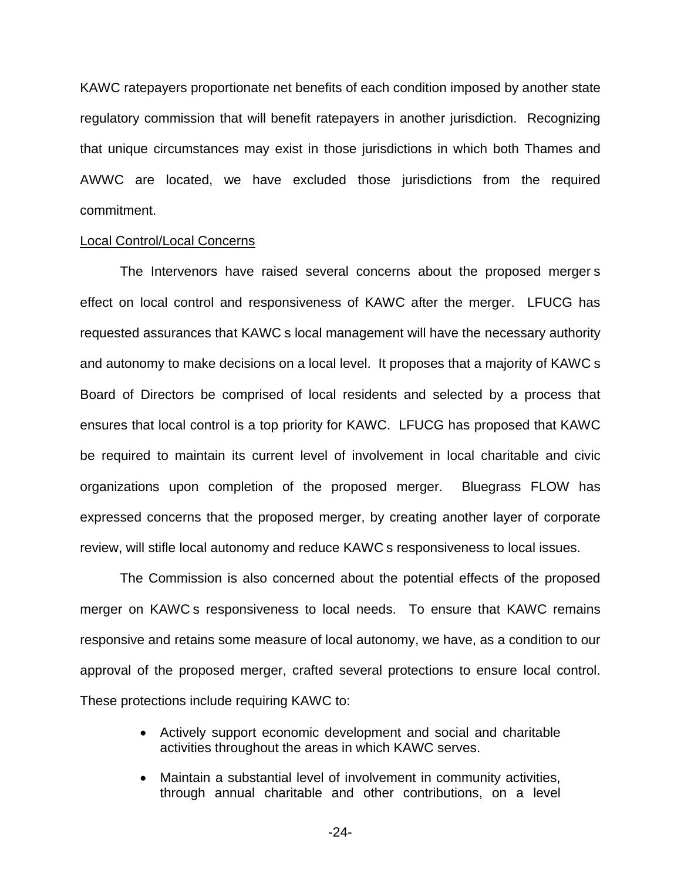KAWC ratepayers proportionate net benefits of each condition imposed by another state regulatory commission that will benefit ratepayers in another jurisdiction. Recognizing that unique circumstances may exist in those jurisdictions in which both Thames and AWWC are located, we have excluded those jurisdictions from the required commitment.

Local Control/Local Concerns

The Intervenors have raised several concerns about the proposed merger s effect on local control and responsiveness of KAWC after the merger. LFUCG has requested assurances that KAWC s local management will have the necessary authority and autonomy to make decisions on a local level. It proposes that a majority of KAWC s Board of Directors be comprised of local residents and selected by a process that ensures that local control is a top priority for KAWC. LFUCG has proposed that KAWC be required to maintain its current level of involvement in local charitable and civic organizations upon completion of the proposed merger. Bluegrass FLOW has expressed concerns that the proposed merger, by creating another layer of corporate review, will stifle local autonomy and reduce KAWC s responsiveness to local issues.

The Commission is also concerned about the potential effects of the proposed merger on KAWC s responsiveness to local needs. To ensure that KAWC remains responsive and retains some measure of local autonomy, we have, as a condition to our approval of the proposed merger, crafted several protections to ensure local control. These protections include requiring KAWC to:

- Actively support economic development and social and charitable activities throughout the areas in which KAWC serves.
- Maintain a substantial level of involvement in community activities, through annual charitable and other contributions, on a level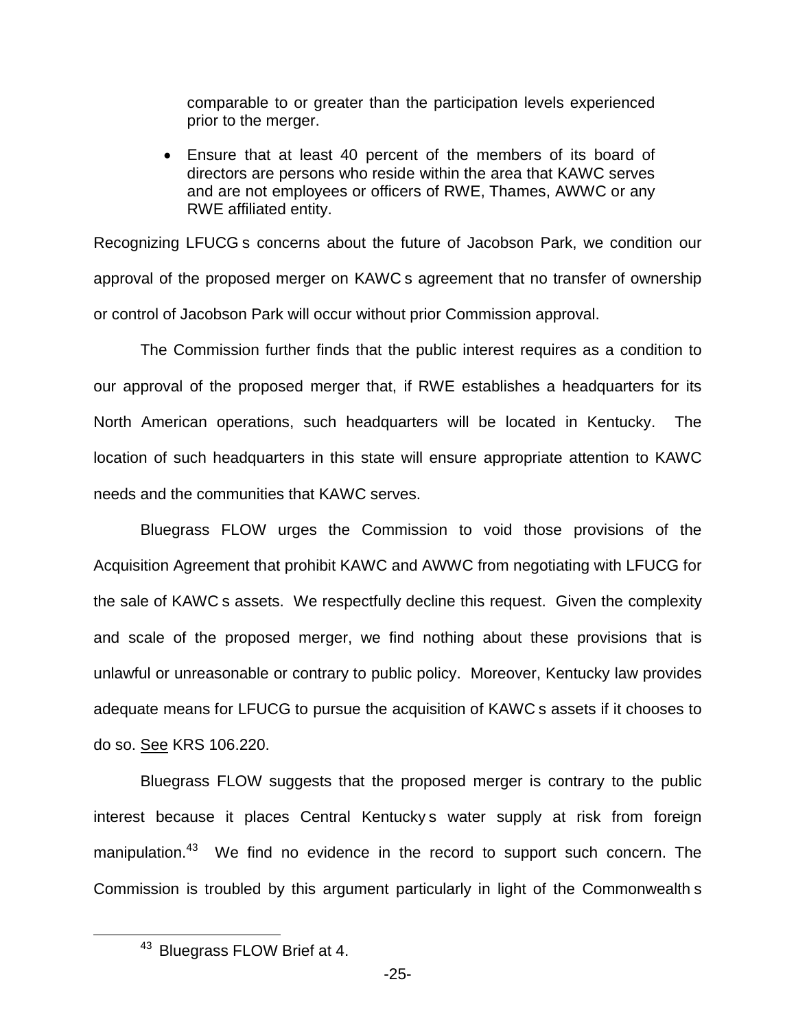comparable to or greater than the participation levels experienced prior to the merger.

- Ensure that at least 40 percent of the members of its board of directors are persons who reside within the area that KAWC serves and are not employees or officers of RWE, Thames, AWWC or any RWE affiliated entity.

Recognizing LFUCG s concerns about the future of Jacobson Park, we condition our approval of the proposed merger on KAWC s agreement that no transfer of ownership or control of Jacobson Park will occur without prior Commission approval.

The Commission further finds that the public interest requires as a condition to our approval of the proposed merger that, if RWE establishes a headquarters for its North American operations, such headquarters will be located in Kentucky. The location of such headquarters in this state will ensure appropriate attention to KAWC needs and the communities that KAWC serves.

Bluegrass FLOW urges the Commission to void those provisions of the Acquisition Agreement that prohibit KAWC and AWWC from negotiating with LFUCG for the sale of KAWC s assets. We respectfully decline this request. Given the complexity and scale of the proposed merger, we find nothing about these provisions that is unlawful or unreasonable or contrary to public policy. Moreover, Kentucky law provides adequate means for LFUCG to pursue the acquisition of KAWC s assets if it chooses to do so. See KRS 106.220.

Bluegrass FLOW suggests that the proposed merger is contrary to the public interest because it places Central Kentucky s water supply at risk from foreign manipulation.[43] We find no evidence in the record to support such concern. The Commission is troubled by this argument particularly in light of the Commonwealth s

[43] Bluegrass FLOW Brief at 4.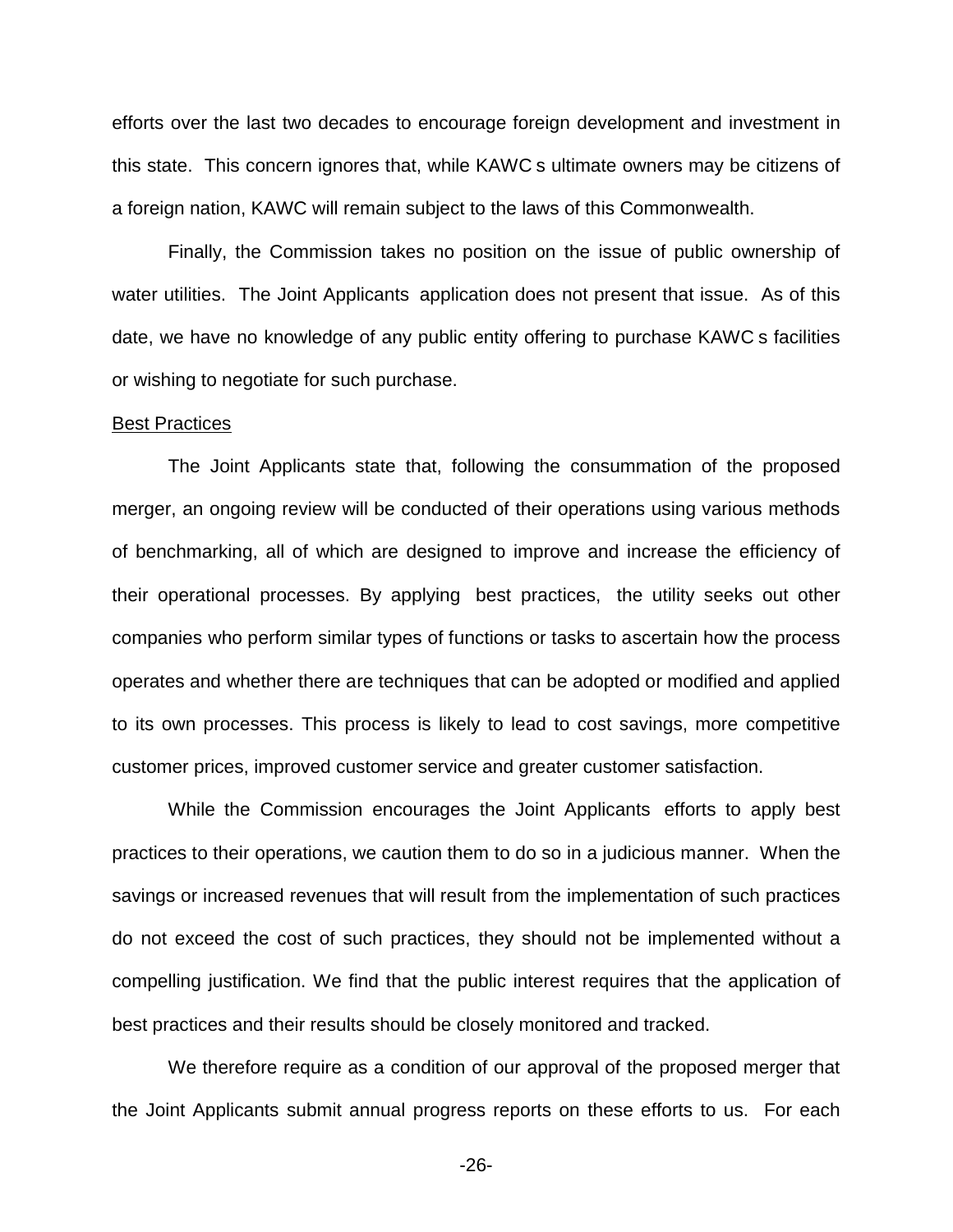efforts over the last two decades to encourage foreign development and investment in this state. This concern ignores that, while KAWC s ultimate owners may be citizens of a foreign nation, KAWC will remain subject to the laws of this Commonwealth.

Finally, the Commission takes no position on the issue of public ownership of water utilities. The Joint Applicants application does not present that issue. As of this date, we have no knowledge of any public entity offering to purchase KAWC s facilities or wishing to negotiate for such purchase.

Best Practices

The Joint Applicants state that, following the consummation of the proposed merger, an ongoing review will be conducted of their operations using various methods of benchmarking, all of which are designed to improve and increase the efficiency of their operational processes. By applying best practices, the utility seeks out other companies who perform similar types of functions or tasks to ascertain how the process operates and whether there are techniques that can be adopted or modified and applied to its own processes. This process is likely to lead to cost savings, more competitive customer prices, improved customer service and greater customer satisfaction.

While the Commission encourages the Joint Applicants efforts to apply best practices to their operations, we caution them to do so in a judicious manner. When the savings or increased revenues that will result from the implementation of such practices do not exceed the cost of such practices, they should not be implemented without a compelling justification. We find that the public interest requires that the application of best practices and their results should be closely monitored and tracked.

We therefore require as a condition of our approval of the proposed merger that the Joint Applicants submit annual progress reports on these efforts to us. For each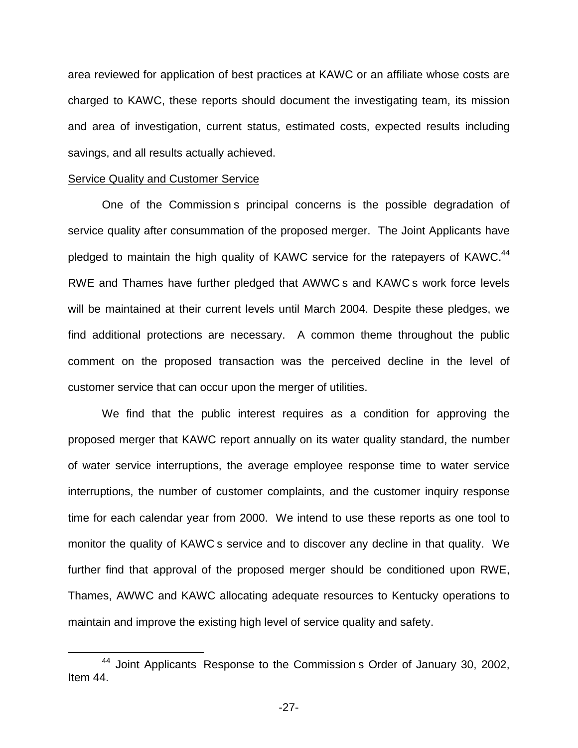area reviewed for application of best practices at KAWC or an affiliate whose costs are charged to KAWC, these reports should document the investigating team, its mission and area of investigation, current status, estimated costs, expected results including savings, and all results actually achieved.

Service Quality and Customer Service

One of the Commission s principal concerns is the possible degradation of service quality after consummation of the proposed merger. The Joint Applicants have pledged to maintain the high quality of KAWC service for the ratepayers of KAWC.[44] RWE and Thames have further pledged that AWWC s and KAWC s work force levels will be maintained at their current levels until March 2004. Despite these pledges, we find additional protections are necessary. A common theme throughout the public comment on the proposed transaction was the perceived decline in the level of customer service that can occur upon the merger of utilities.

We find that the public interest requires as a condition for approving the proposed merger that KAWC report annually on its water quality standard, the number of water service interruptions, the average employee response time to water service interruptions, the number of customer complaints, and the customer inquiry response time for each calendar year from 2000. We intend to use these reports as one tool to monitor the quality of KAWC s service and to discover any decline in that quality. We further find that approval of the proposed merger should be conditioned upon RWE, Thames, AWWC and KAWC allocating adequate resources to Kentucky operations to maintain and improve the existing high level of service quality and safety.

[44] Joint Applicants Response to the Commission s Order of January 30, 2002, Item 44.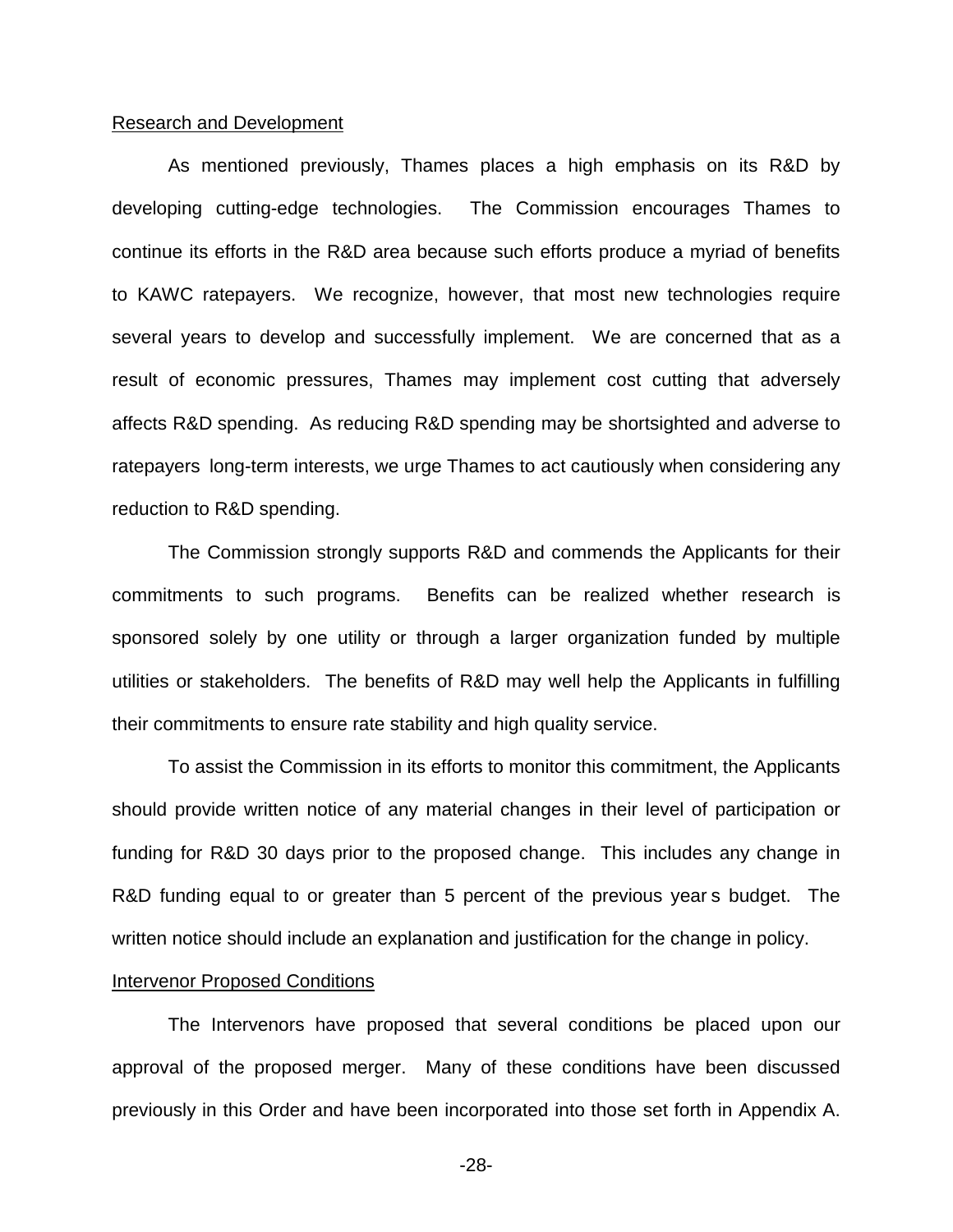Research and Development

As mentioned previously, Thames places a high emphasis on its R&D by developing cutting-edge technologies. The Commission encourages Thames to continue its efforts in the R&D area because such efforts produce a myriad of benefits to KAWC ratepayers. We recognize, however, that most new technologies require several years to develop and successfully implement. We are concerned that as a result of economic pressures, Thames may implement cost cutting that adversely affects R&D spending. As reducing R&D spending may be shortsighted and adverse to ratepayers long-term interests, we urge Thames to act cautiously when considering any reduction to R&D spending.

The Commission strongly supports R&D and commends the Applicants for their commitments to such programs. Benefits can be realized whether research is sponsored solely by one utility or through a larger organization funded by multiple utilities or stakeholders. The benefits of R&D may well help the Applicants in fulfilling their commitments to ensure rate stability and high quality service.

To assist the Commission in its efforts to monitor this commitment, the Applicants should provide written notice of any material changes in their level of participation or funding for R&D 30 days prior to the proposed change. This includes any change in R&D funding equal to or greater than 5 percent of the previous year s budget. The written notice should include an explanation and justification for the change in policy.

Intervenor Proposed Conditions

The Intervenors have proposed that several conditions be placed upon our approval of the proposed merger. Many of these conditions have been discussed previously in this Order and have been incorporated into those set forth in Appendix A.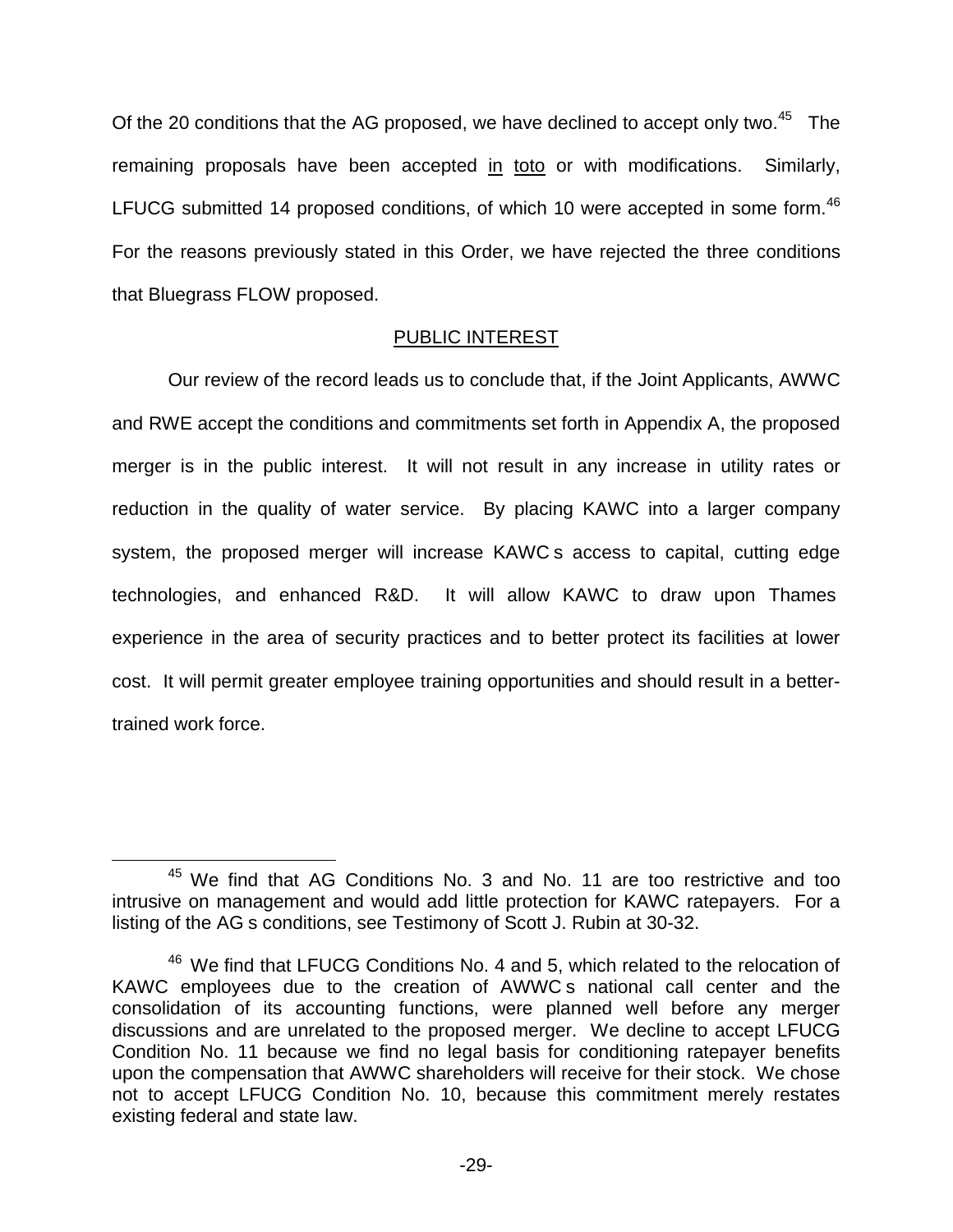Of the 20 conditions that the AG proposed, we have declined to accept only two.[45] The remaining proposals have been accepted in toto or with modifications. Similarly, LFUCG submitted 14 proposed conditions, of which 10 were accepted in some form.[46] For the reasons previously stated in this Order, we have rejected the three conditions that Bluegrass FLOW proposed.

## PUBLIC INTEREST

Our review of the record leads us to conclude that, if the Joint Applicants, AWWC and RWE accept the conditions and commitments set forth in Appendix A, the proposed merger is in the public interest. It will not result in any increase in utility rates or reduction in the quality of water service. By placing KAWC into a larger company system, the proposed merger will increase KAWC s access to capital, cutting edge technologies, and enhanced R&D. It will allow KAWC to draw upon Thames experience in the area of security practices and to better protect its facilities at lower cost. It will permit greater employee training opportunities and should result in a better-trained work force.

---

[45] We find that AG Conditions No. 3 and No. 11 are too restrictive and too intrusive on management and would add little protection for KAWC ratepayers. For a listing of the AG s conditions, see Testimony of Scott J. Rubin at 30-32.

[46] We find that LFUCG Conditions No. 4 and 5, which related to the relocation of KAWC employees due to the creation of AWWC s national call center and the consolidation of its accounting functions, were planned well before any merger discussions and are unrelated to the proposed merger. We decline to accept LFUCG Condition No. 11 because we find no legal basis for conditioning ratepayer benefits upon the compensation that AWWC shareholders will receive for their stock. We chose not to accept LFUCG Condition No. 10, because this commitment merely restates existing federal and state law.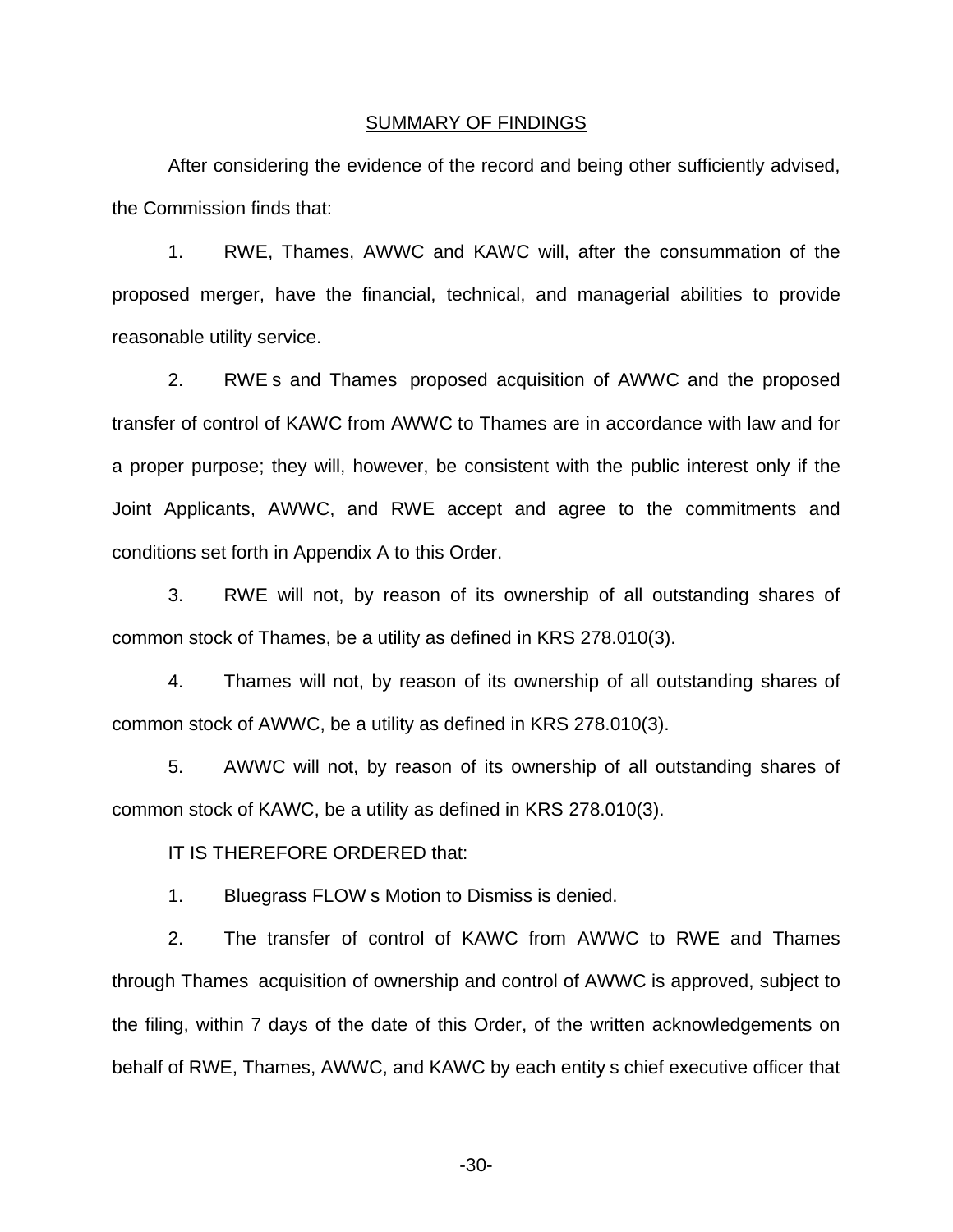## SUMMARY OF FINDINGS

After considering the evidence of the record and being other sufficiently advised, the Commission finds that:

1. RWE, Thames, AWWC and KAWC will, after the consummation of the proposed merger, have the financial, technical, and managerial abilities to provide reasonable utility service.

2. RWE s and Thames proposed acquisition of AWWC and the proposed transfer of control of KAWC from AWWC to Thames are in accordance with law and for a proper purpose; they will, however, be consistent with the public interest only if the Joint Applicants, AWWC, and RWE accept and agree to the commitments and conditions set forth in Appendix A to this Order.

3. RWE will not, by reason of its ownership of all outstanding shares of common stock of Thames, be a utility as defined in KRS 278.010(3).

4. Thames will not, by reason of its ownership of all outstanding shares of common stock of AWWC, be a utility as defined in KRS 278.010(3).

5. AWWC will not, by reason of its ownership of all outstanding shares of common stock of KAWC, be a utility as defined in KRS 278.010(3).

IT IS THEREFORE ORDERED that:

1. Bluegrass FLOW s Motion to Dismiss is denied.

2. The transfer of control of KAWC from AWWC to RWE and Thames through Thames acquisition of ownership and control of AWWC is approved, subject to the filing, within 7 days of the date of this Order, of the written acknowledgements on behalf of RWE, Thames, AWWC, and KAWC by each entity s chief executive officer that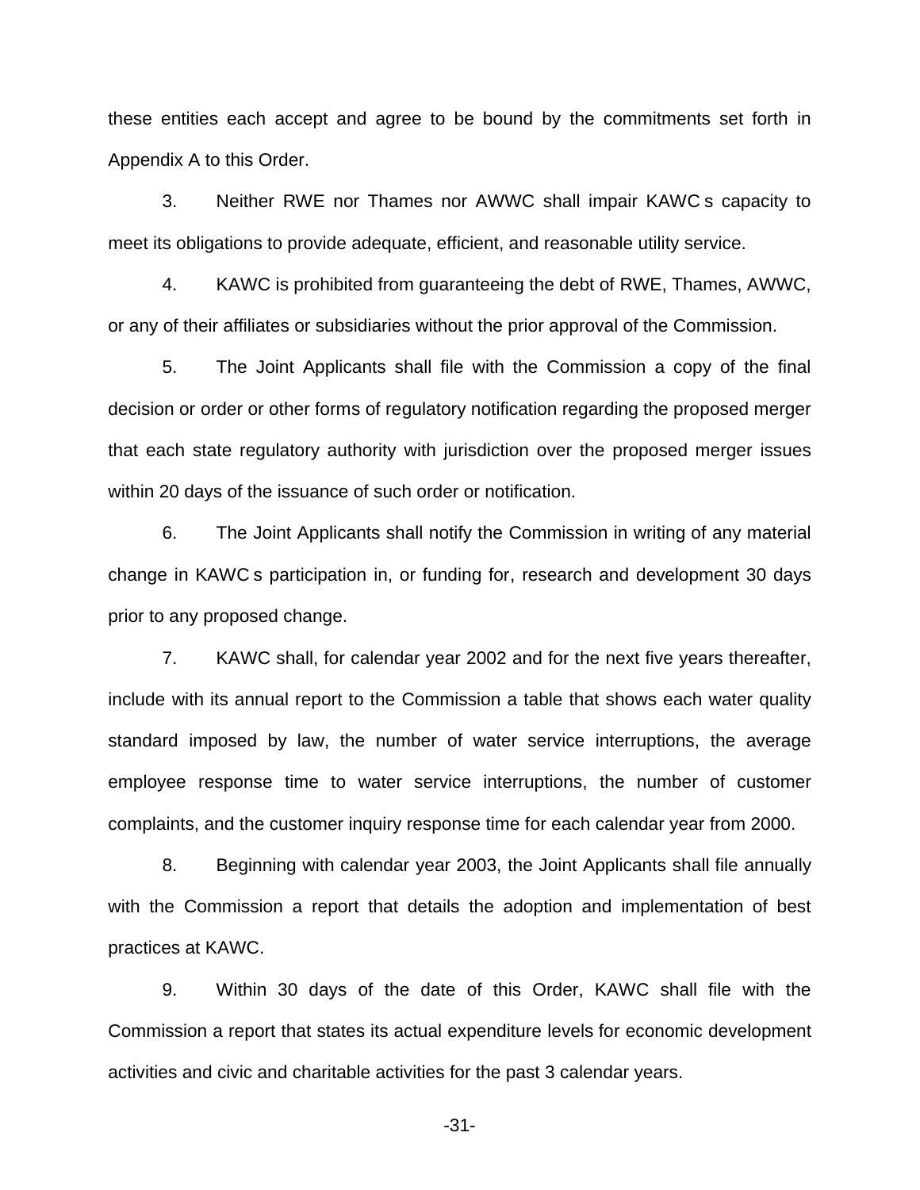these entities each accept and agree to be bound by the commitments set forth in Appendix A to this Order.

3. Neither RWE nor Thames nor AWWC shall impair KAWC s capacity to meet its obligations to provide adequate, efficient, and reasonable utility service.

4. KAWC is prohibited from guaranteeing the debt of RWE, Thames, AWWC, or any of their affiliates or subsidiaries without the prior approval of the Commission.

5. The Joint Applicants shall file with the Commission a copy of the final decision or order or other forms of regulatory notification regarding the proposed merger that each state regulatory authority with jurisdiction over the proposed merger issues within 20 days of the issuance of such order or notification.

6. The Joint Applicants shall notify the Commission in writing of any material change in KAWC s participation in, or funding for, research and development 30 days prior to any proposed change.

7. KAWC shall, for calendar year 2002 and for the next five years thereafter, include with its annual report to the Commission a table that shows each water quality standard imposed by law, the number of water service interruptions, the average employee response time to water service interruptions, the number of customer complaints, and the customer inquiry response time for each calendar year from 2000.

8. Beginning with calendar year 2003, the Joint Applicants shall file annually with the Commission a report that details the adoption and implementation of best practices at KAWC.

9. Within 30 days of the date of this Order, KAWC shall file with the Commission a report that states its actual expenditure levels for economic development activities and civic and charitable activities for the past 3 calendar years.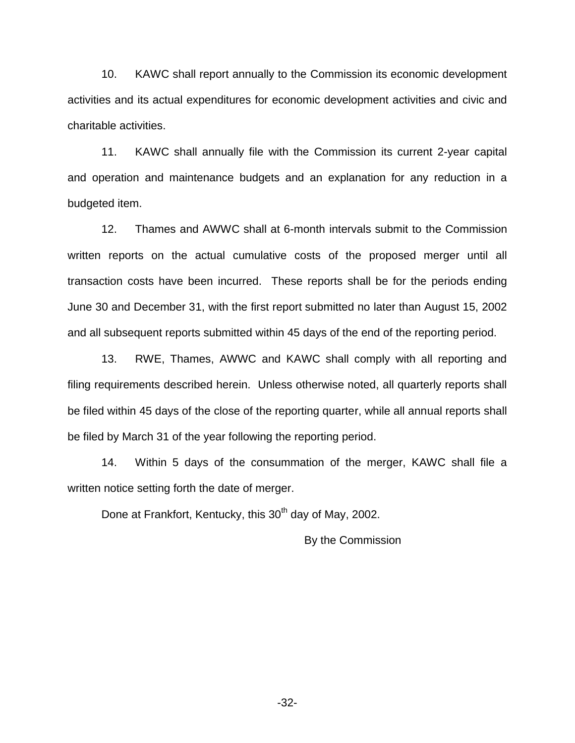10. KAWC shall report annually to the Commission its economic development activities and its actual expenditures for economic development activities and civic and charitable activities.

11. KAWC shall annually file with the Commission its current 2-year capital and operation and maintenance budgets and an explanation for any reduction in a budgeted item.

12. Thames and AWWC shall at 6-month intervals submit to the Commission written reports on the actual cumulative costs of the proposed merger until all transaction costs have been incurred. These reports shall be for the periods ending June 30 and December 31, with the first report submitted no later than August 15, 2002 and all subsequent reports submitted within 45 days of the end of the reporting period.

13. RWE, Thames, AWWC and KAWC shall comply with all reporting and filing requirements described herein. Unless otherwise noted, all quarterly reports shall be filed within 45 days of the close of the reporting quarter, while all annual reports shall be filed by March 31 of the year following the reporting period.

14. Within 5 days of the consummation of the merger, KAWC shall file a written notice setting forth the date of merger.

Done at Frankfort, Kentucky, this 30th day of May, 2002.

By the Commission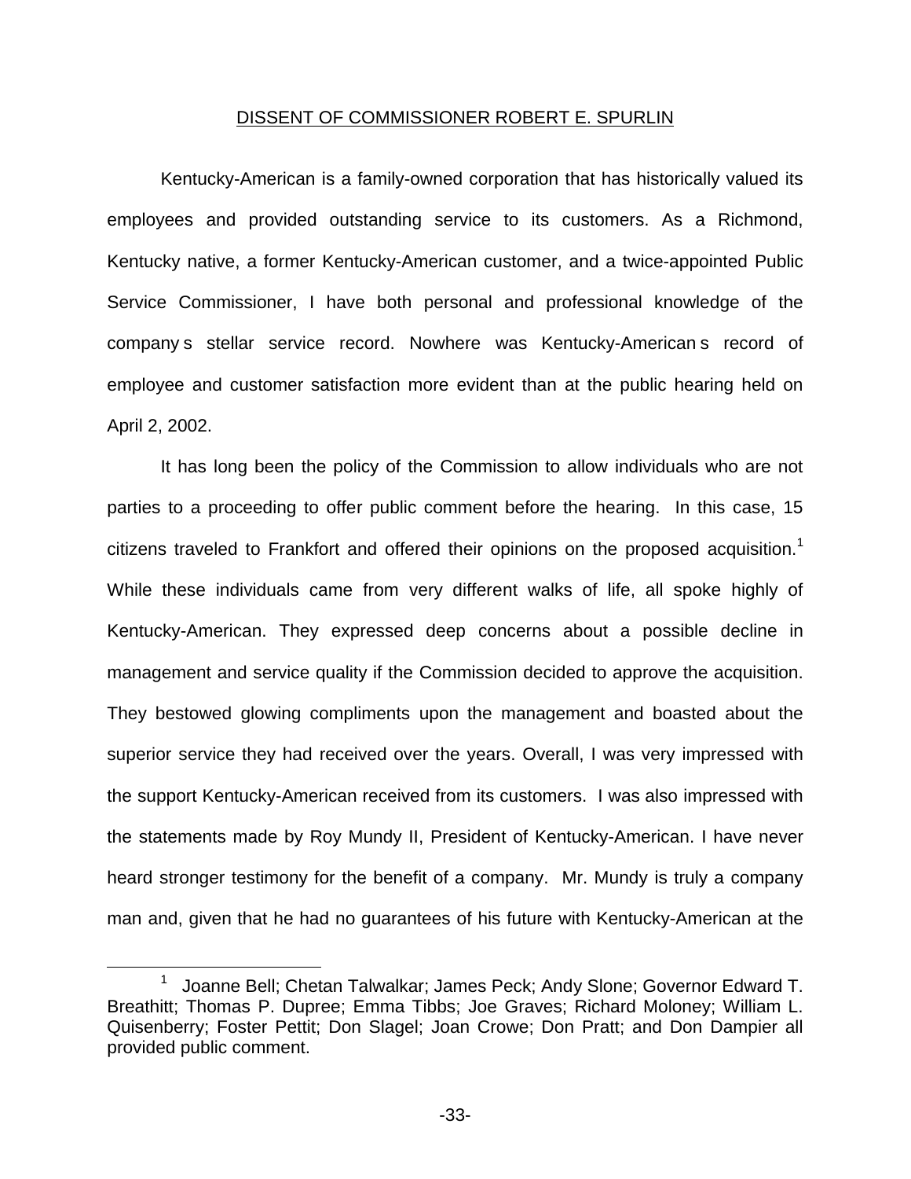DISSENT OF COMMISSIONER ROBERT E. SPURLIN

Kentucky-American is a family-owned corporation that has historically valued its employees and provided outstanding service to its customers. As a Richmond, Kentucky native, a former Kentucky-American customer, and a twice-appointed Public Service Commissioner, I have both personal and professional knowledge of the company s stellar service record. Nowhere was Kentucky-American s record of employee and customer satisfaction more evident than at the public hearing held on April 2, 2002.

It has long been the policy of the Commission to allow individuals who are not parties to a proceeding to offer public comment before the hearing. In this case, 15 citizens traveled to Frankfort and offered their opinions on the proposed acquisition.[1] While these individuals came from very different walks of life, all spoke highly of Kentucky-American. They expressed deep concerns about a possible decline in management and service quality if the Commission decided to approve the acquisition. They bestowed glowing compliments upon the management and boasted about the superior service they had received over the years. Overall, I was very impressed with the support Kentucky-American received from its customers. I was also impressed with the statements made by Roy Mundy II, President of Kentucky-American. I have never heard stronger testimony for the benefit of a company. Mr. Mundy is truly a company man and, given that he had no guarantees of his future with Kentucky-American at the

[1] Joanne Bell; Chetan Talwalkar; James Peck; Andy Slone; Governor Edward T. Breathitt; Thomas P. Dupree; Emma Tibbs; Joe Graves; Richard Moloney; William L. Quisenberry; Foster Pettit; Don Slagel; Joan Crowe; Don Pratt; and Don Dampier all provided public comment.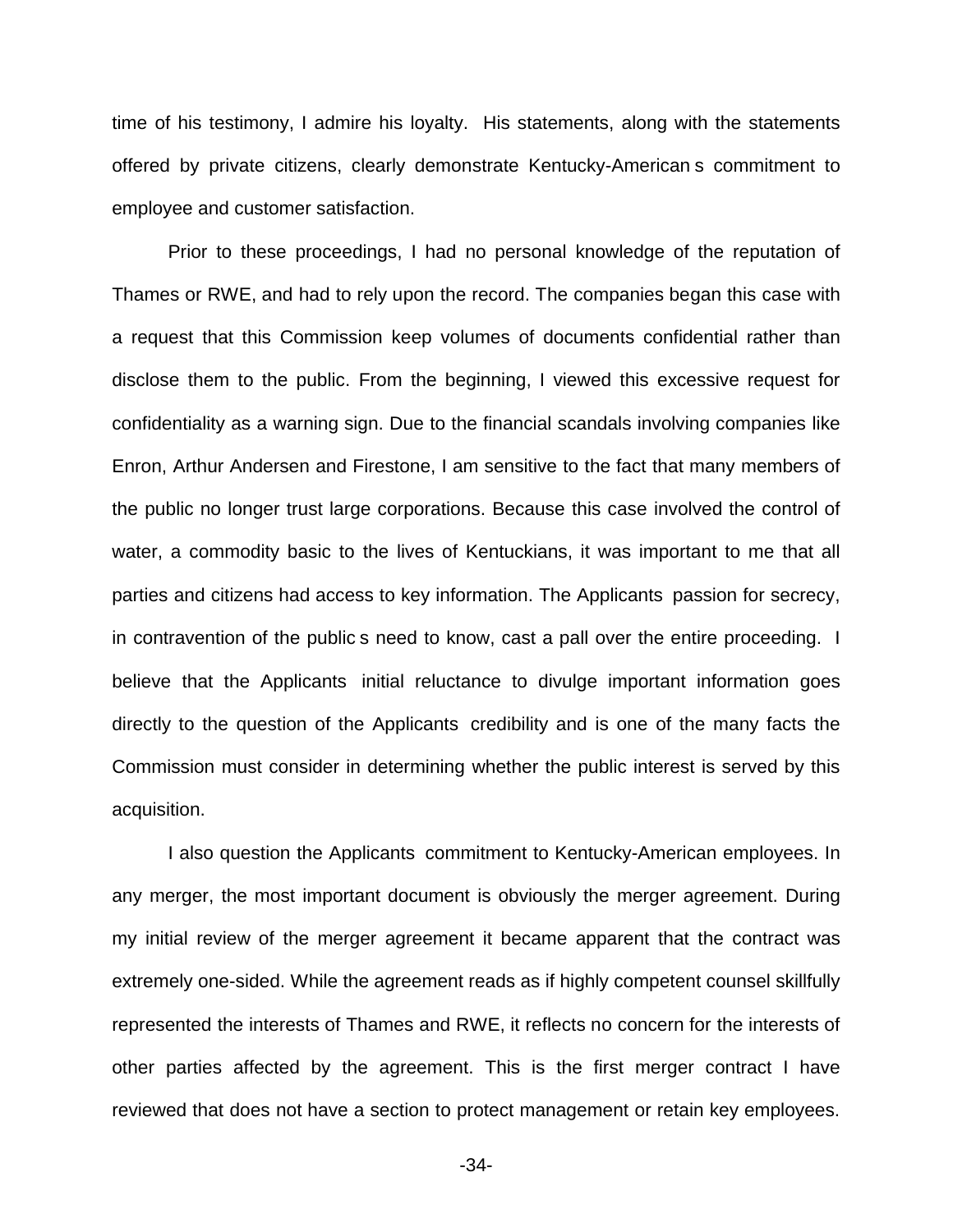time of his testimony, I admire his loyalty. His statements, along with the statements offered by private citizens, clearly demonstrate Kentucky-American s commitment to employee and customer satisfaction.

Prior to these proceedings, I had no personal knowledge of the reputation of Thames or RWE, and had to rely upon the record. The companies began this case with a request that this Commission keep volumes of documents confidential rather than disclose them to the public. From the beginning, I viewed this excessive request for confidentiality as a warning sign. Due to the financial scandals involving companies like Enron, Arthur Andersen and Firestone, I am sensitive to the fact that many members of the public no longer trust large corporations. Because this case involved the control of water, a commodity basic to the lives of Kentuckians, it was important to me that all parties and citizens had access to key information. The Applicants passion for secrecy, in contravention of the public s need to know, cast a pall over the entire proceeding. I believe that the Applicants initial reluctance to divulge important information goes directly to the question of the Applicants credibility and is one of the many facts the Commission must consider in determining whether the public interest is served by this acquisition.

I also question the Applicants commitment to Kentucky-American employees. In any merger, the most important document is obviously the merger agreement. During my initial review of the merger agreement it became apparent that the contract was extremely one-sided. While the agreement reads as if highly competent counsel skillfully represented the interests of Thames and RWE, it reflects no concern for the interests of other parties affected by the agreement. This is the first merger contract I have reviewed that does not have a section to protect management or retain key employees.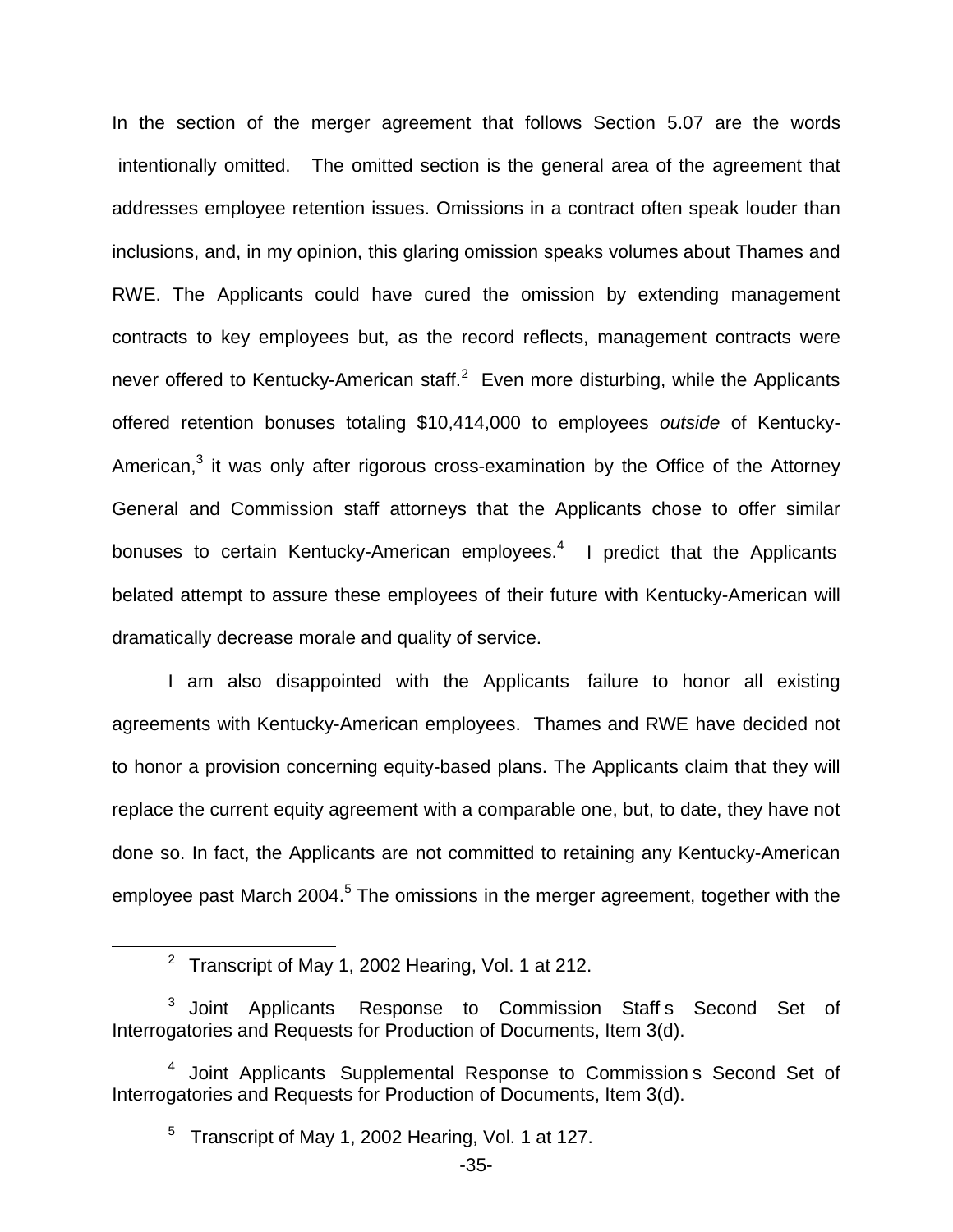In the section of the merger agreement that follows Section 5.07 are the words intentionally omitted. The omitted section is the general area of the agreement that addresses employee retention issues. Omissions in a contract often speak louder than inclusions, and, in my opinion, this glaring omission speaks volumes about Thames and RWE. The Applicants could have cured the omission by extending management contracts to key employees but, as the record reflects, management contracts were never offered to Kentucky-American staff.[2] Even more disturbing, while the Applicants offered retention bonuses totaling $10,414,000 to employees *outside* of Kentucky-American,[3] it was only after rigorous cross-examination by the Office of the Attorney General and Commission staff attorneys that the Applicants chose to offer similar bonuses to certain Kentucky-American employees.[4] I predict that the Applicants belated attempt to assure these employees of their future with Kentucky-American will dramatically decrease morale and quality of service.

I am also disappointed with the Applicants failure to honor all existing agreements with Kentucky-American employees. Thames and RWE have decided not to honor a provision concerning equity-based plans. The Applicants claim that they will replace the current equity agreement with a comparable one, but, to date, they have not done so. In fact, the Applicants are not committed to retaining any Kentucky-American employee past March 2004.[5] The omissions in the merger agreement, together with the

---

[2] Transcript of May 1, 2002 Hearing, Vol. 1 at 212.

[3] Joint Applicants Response to Commission Staff s Second Set of Interrogatories and Requests for Production of Documents, Item 3(d).

[4] Joint Applicants Supplemental Response to Commission s Second Set of Interrogatories and Requests for Production of Documents, Item 3(d).

[5] Transcript of May 1, 2002 Hearing, Vol. 1 at 127.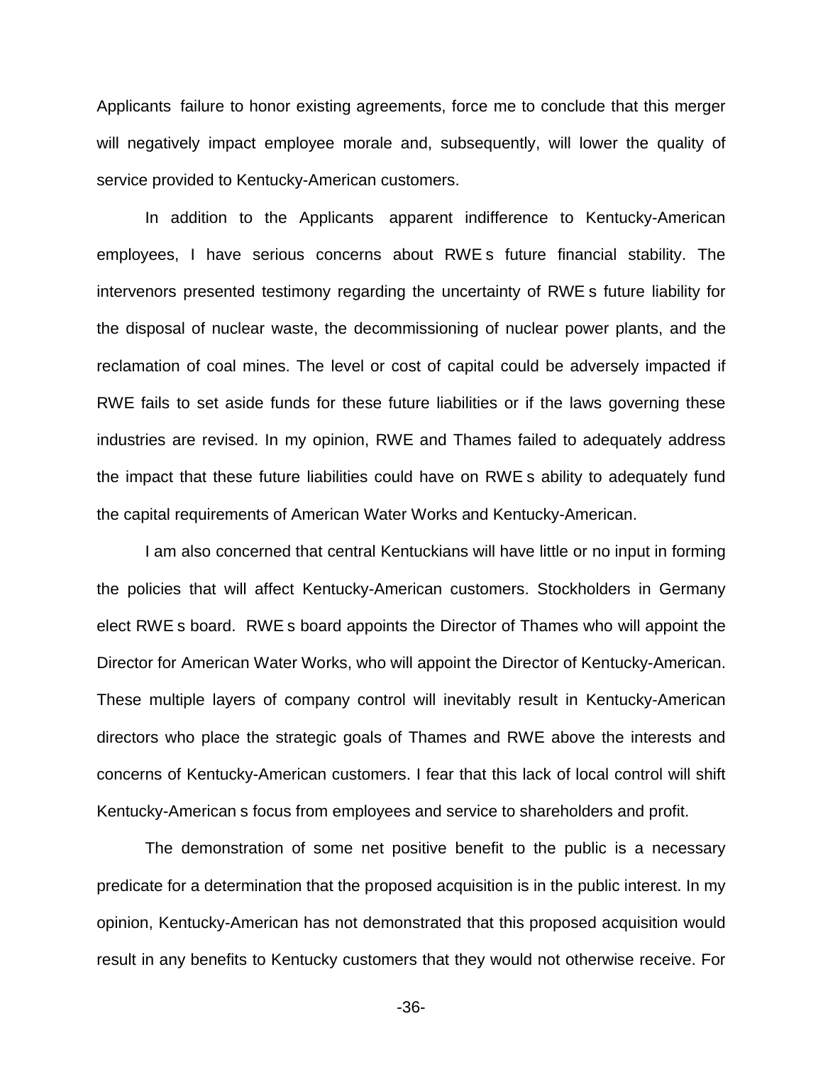Applicants failure to honor existing agreements, force me to conclude that this merger will negatively impact employee morale and, subsequently, will lower the quality of service provided to Kentucky-American customers.

In addition to the Applicants apparent indifference to Kentucky-American employees, I have serious concerns about RWE s future financial stability. The intervenors presented testimony regarding the uncertainty of RWE s future liability for the disposal of nuclear waste, the decommissioning of nuclear power plants, and the reclamation of coal mines. The level or cost of capital could be adversely impacted if RWE fails to set aside funds for these future liabilities or if the laws governing these industries are revised. In my opinion, RWE and Thames failed to adequately address the impact that these future liabilities could have on RWE s ability to adequately fund the capital requirements of American Water Works and Kentucky-American.

I am also concerned that central Kentuckians will have little or no input in forming the policies that will affect Kentucky-American customers. Stockholders in Germany elect RWE s board. RWE s board appoints the Director of Thames who will appoint the Director for American Water Works, who will appoint the Director of Kentucky-American. These multiple layers of company control will inevitably result in Kentucky-American directors who place the strategic goals of Thames and RWE above the interests and concerns of Kentucky-American customers. I fear that this lack of local control will shift Kentucky-American s focus from employees and service to shareholders and profit.

The demonstration of some net positive benefit to the public is a necessary predicate for a determination that the proposed acquisition is in the public interest. In my opinion, Kentucky-American has not demonstrated that this proposed acquisition would result in any benefits to Kentucky customers that they would not otherwise receive. For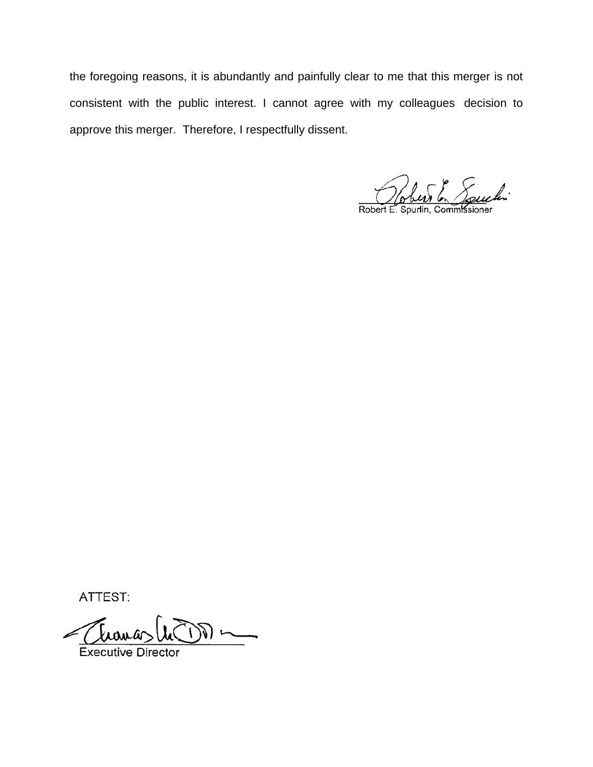the foregoing reasons, it is abundantly and painfully clear to me that this merger is not consistent with the public interest. I cannot agree with my colleagues  decision to approve this merger.  Therefore, I respectfully dissent.

Robert E. Spurlin, Commissioner

ATTEST:

Executive Director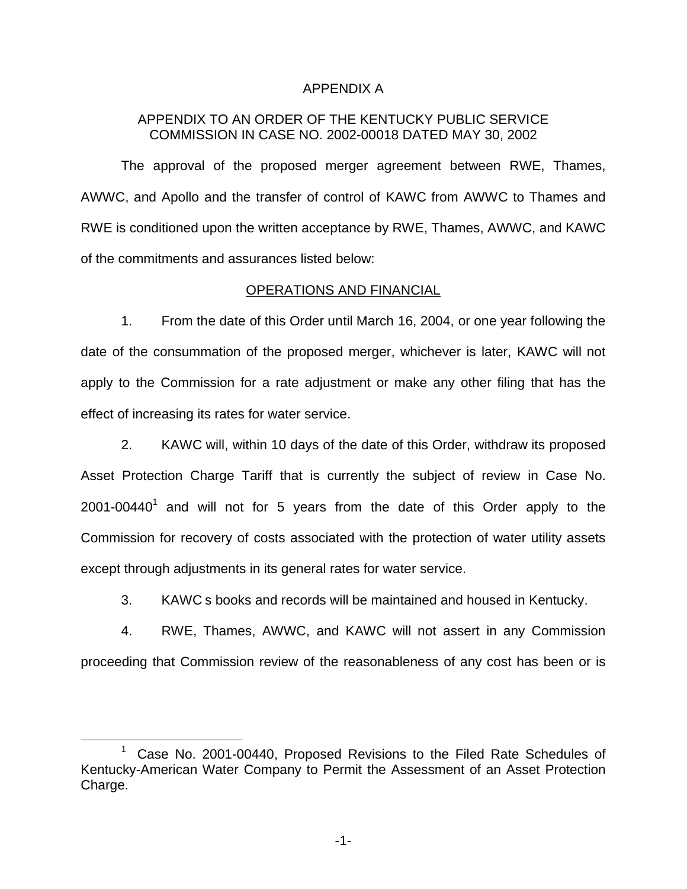APPENDIX A

APPENDIX TO AN ORDER OF THE KENTUCKY PUBLIC SERVICE COMMISSION IN CASE NO. 2002-00018 DATED MAY 30, 2002

The approval of the proposed merger agreement between RWE, Thames, AWWC, and Apollo and the transfer of control of KAWC from AWWC to Thames and RWE is conditioned upon the written acceptance by RWE, Thames, AWWC, and KAWC of the commitments and assurances listed below:

OPERATIONS AND FINANCIAL

1. From the date of this Order until March 16, 2004, or one year following the date of the consummation of the proposed merger, whichever is later, KAWC will not apply to the Commission for a rate adjustment or make any other filing that has the effect of increasing its rates for water service.

2. KAWC will, within 10 days of the date of this Order, withdraw its proposed Asset Protection Charge Tariff that is currently the subject of review in Case No. 2001-00440[1] and will not for 5 years from the date of this Order apply to the Commission for recovery of costs associated with the protection of water utility assets except through adjustments in its general rates for water service.

3. KAWC s books and records will be maintained and housed in Kentucky.

4. RWE, Thames, AWWC, and KAWC will not assert in any Commission proceeding that Commission review of the reasonableness of any cost has been or is

[1] Case No. 2001-00440, Proposed Revisions to the Filed Rate Schedules of Kentucky-American Water Company to Permit the Assessment of an Asset Protection Charge.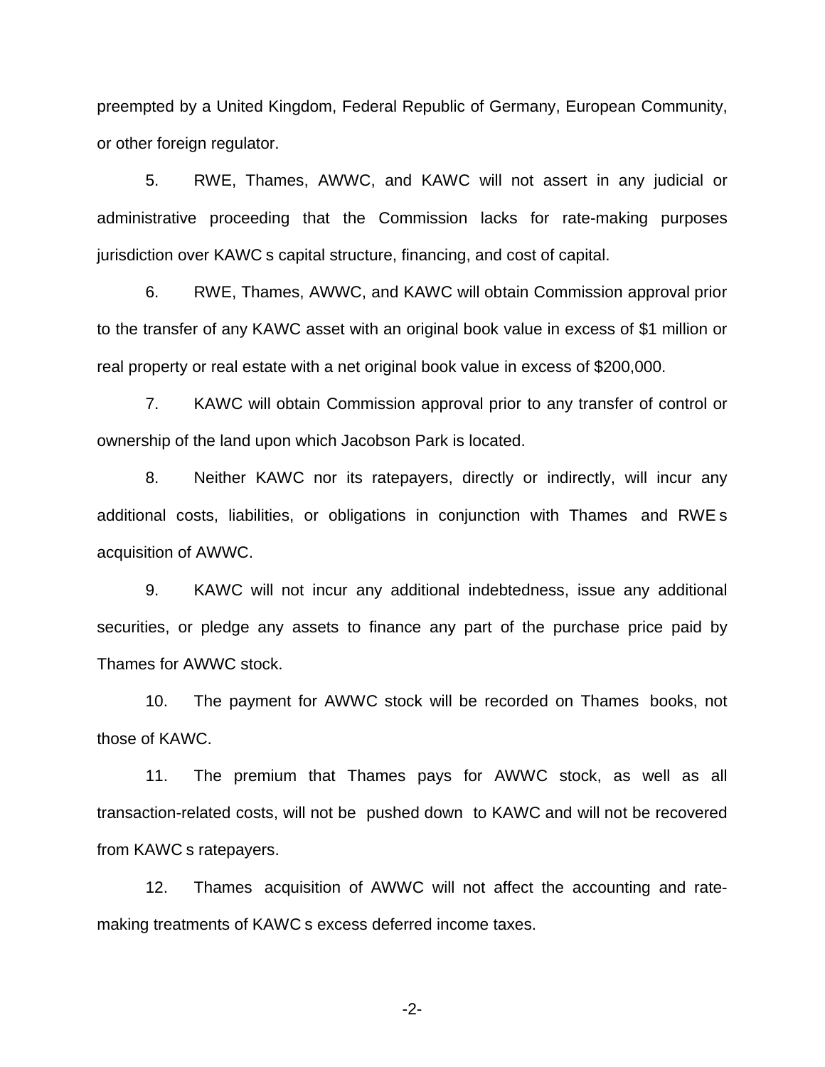preempted by a United Kingdom, Federal Republic of Germany, European Community, or other foreign regulator.

5. RWE, Thames, AWWC, and KAWC will not assert in any judicial or administrative proceeding that the Commission lacks for rate-making purposes jurisdiction over KAWC s capital structure, financing, and cost of capital.

6. RWE, Thames, AWWC, and KAWC will obtain Commission approval prior to the transfer of any KAWC asset with an original book value in excess of $1 million or real property or real estate with a net original book value in excess of $200,000.

7. KAWC will obtain Commission approval prior to any transfer of control or ownership of the land upon which Jacobson Park is located.

8. Neither KAWC nor its ratepayers, directly or indirectly, will incur any additional costs, liabilities, or obligations in conjunction with Thames and RWE s acquisition of AWWC.

9. KAWC will not incur any additional indebtedness, issue any additional securities, or pledge any assets to finance any part of the purchase price paid by Thames for AWWC stock.

10. The payment for AWWC stock will be recorded on Thames books, not those of KAWC.

11. The premium that Thames pays for AWWC stock, as well as all transaction-related costs, will not be pushed down to KAWC and will not be recovered from KAWC s ratepayers.

12. Thames acquisition of AWWC will not affect the accounting and rate-making treatments of KAWC s excess deferred income taxes.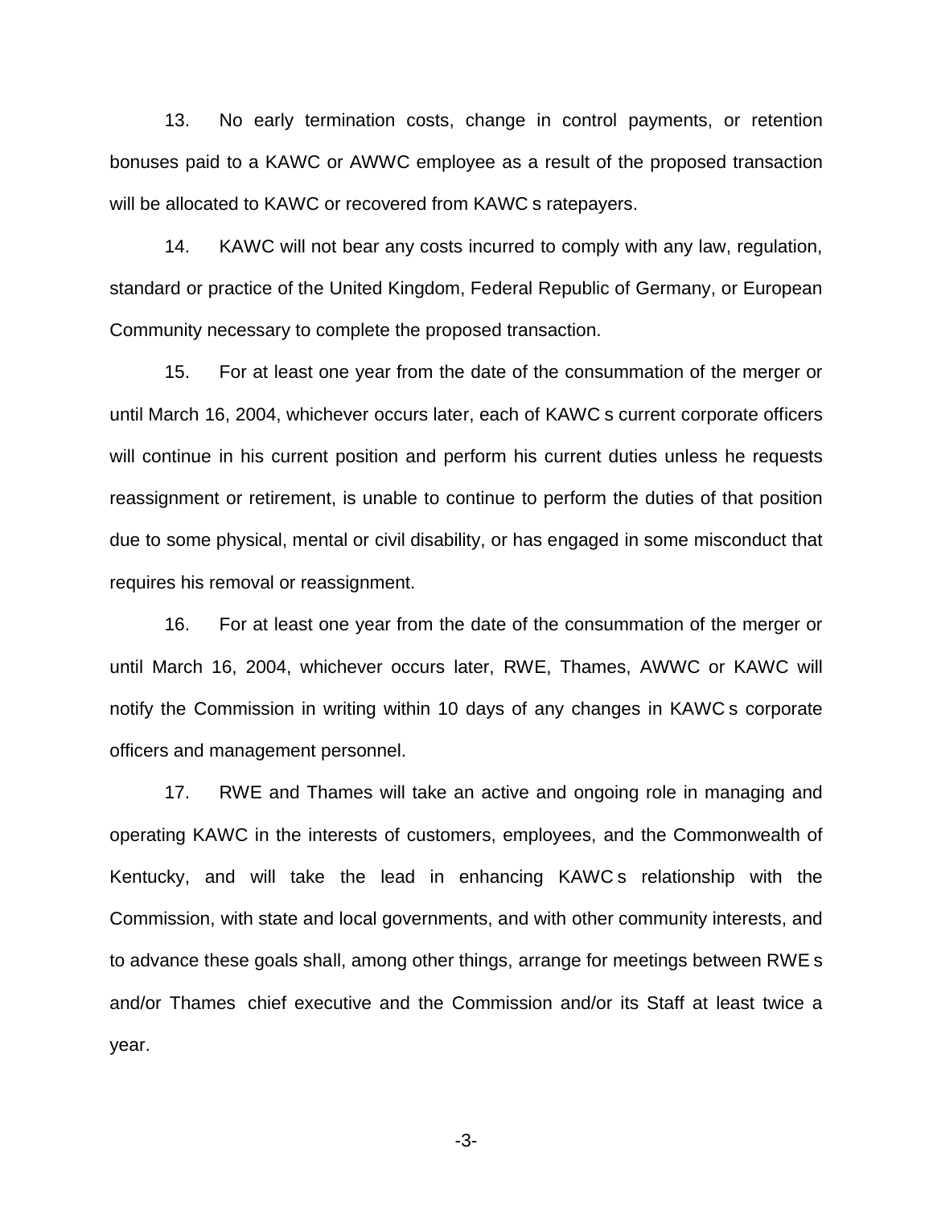13. No early termination costs, change in control payments, or retention bonuses paid to a KAWC or AWWC employee as a result of the proposed transaction will be allocated to KAWC or recovered from KAWC s ratepayers.

14. KAWC will not bear any costs incurred to comply with any law, regulation, standard or practice of the United Kingdom, Federal Republic of Germany, or European Community necessary to complete the proposed transaction.

15. For at least one year from the date of the consummation of the merger or until March 16, 2004, whichever occurs later, each of KAWC s current corporate officers will continue in his current position and perform his current duties unless he requests reassignment or retirement, is unable to continue to perform the duties of that position due to some physical, mental or civil disability, or has engaged in some misconduct that requires his removal or reassignment.

16. For at least one year from the date of the consummation of the merger or until March 16, 2004, whichever occurs later, RWE, Thames, AWWC or KAWC will notify the Commission in writing within 10 days of any changes in KAWC s corporate officers and management personnel.

17. RWE and Thames will take an active and ongoing role in managing and operating KAWC in the interests of customers, employees, and the Commonwealth of Kentucky, and will take the lead in enhancing KAWC s relationship with the Commission, with state and local governments, and with other community interests, and to advance these goals shall, among other things, arrange for meetings between RWE s and/or Thames chief executive and the Commission and/or its Staff at least twice a year.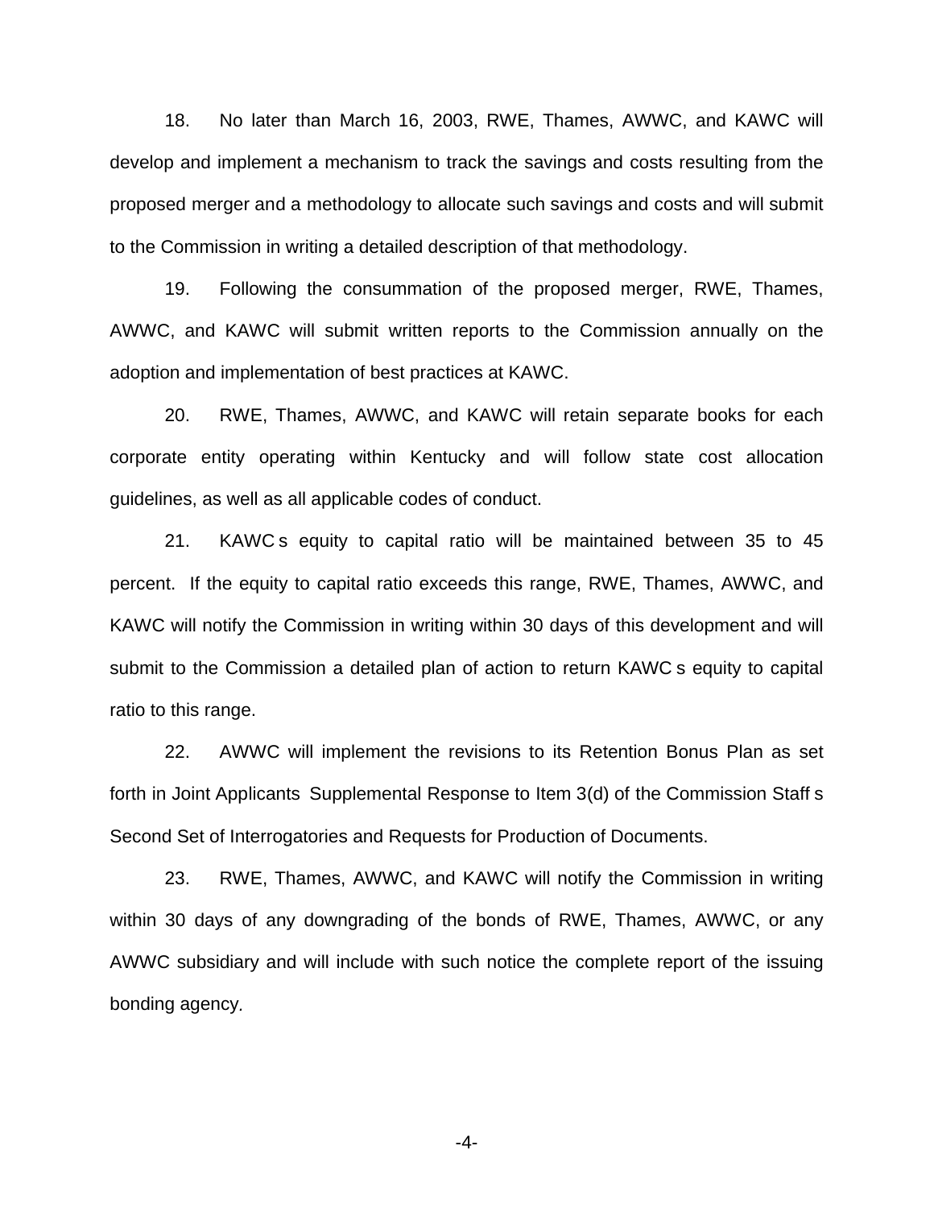18. No later than March 16, 2003, RWE, Thames, AWWC, and KAWC will develop and implement a mechanism to track the savings and costs resulting from the proposed merger and a methodology to allocate such savings and costs and will submit to the Commission in writing a detailed description of that methodology.

19. Following the consummation of the proposed merger, RWE, Thames, AWWC, and KAWC will submit written reports to the Commission annually on the adoption and implementation of best practices at KAWC.

20. RWE, Thames, AWWC, and KAWC will retain separate books for each corporate entity operating within Kentucky and will follow state cost allocation guidelines, as well as all applicable codes of conduct.

21. KAWC s equity to capital ratio will be maintained between 35 to 45 percent. If the equity to capital ratio exceeds this range, RWE, Thames, AWWC, and KAWC will notify the Commission in writing within 30 days of this development and will submit to the Commission a detailed plan of action to return KAWC s equity to capital ratio to this range.

22. AWWC will implement the revisions to its Retention Bonus Plan as set forth in Joint Applicants Supplemental Response to Item 3(d) of the Commission Staff s Second Set of Interrogatories and Requests for Production of Documents.

23. RWE, Thames, AWWC, and KAWC will notify the Commission in writing within 30 days of any downgrading of the bonds of RWE, Thames, AWWC, or any AWWC subsidiary and will include with such notice the complete report of the issuing bonding agency.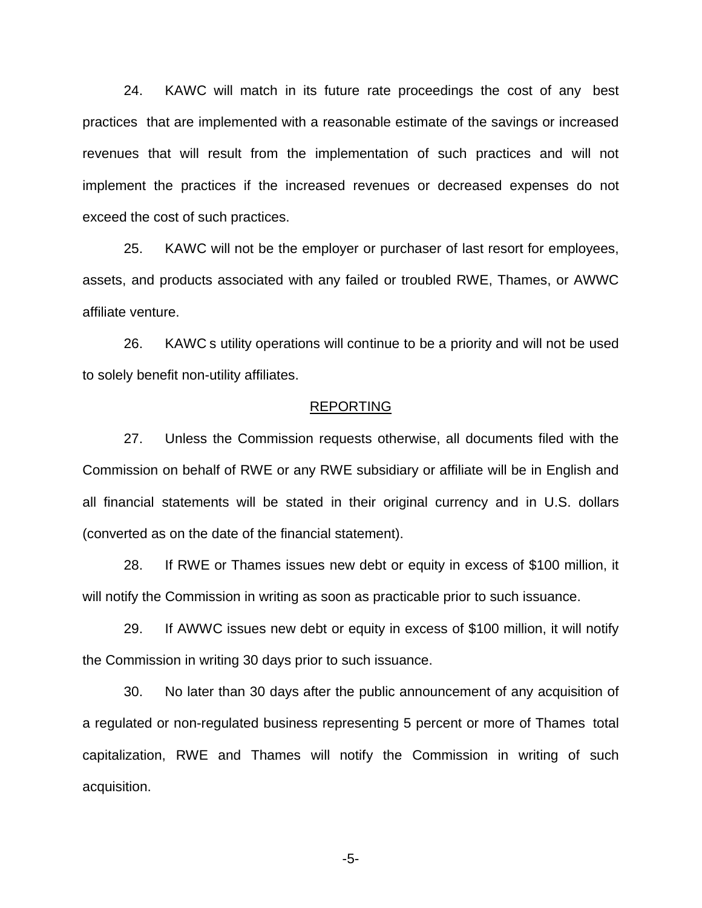24. KAWC will match in its future rate proceedings the cost of any best practices that are implemented with a reasonable estimate of the savings or increased revenues that will result from the implementation of such practices and will not implement the practices if the increased revenues or decreased expenses do not exceed the cost of such practices.

25. KAWC will not be the employer or purchaser of last resort for employees, assets, and products associated with any failed or troubled RWE, Thames, or AWWC affiliate venture.

26. KAWC s utility operations will continue to be a priority and will not be used to solely benefit non-utility affiliates.

<u>REPORTING</u>

27. Unless the Commission requests otherwise, all documents filed with the Commission on behalf of RWE or any RWE subsidiary or affiliate will be in English and all financial statements will be stated in their original currency and in U.S. dollars (converted as on the date of the financial statement).

28. If RWE or Thames issues new debt or equity in excess of $100 million, it will notify the Commission in writing as soon as practicable prior to such issuance.

29. If AWWC issues new debt or equity in excess of $100 million, it will notify the Commission in writing 30 days prior to such issuance.

30. No later than 30 days after the public announcement of any acquisition of a regulated or non-regulated business representing 5 percent or more of Thames total capitalization, RWE and Thames will notify the Commission in writing of such acquisition.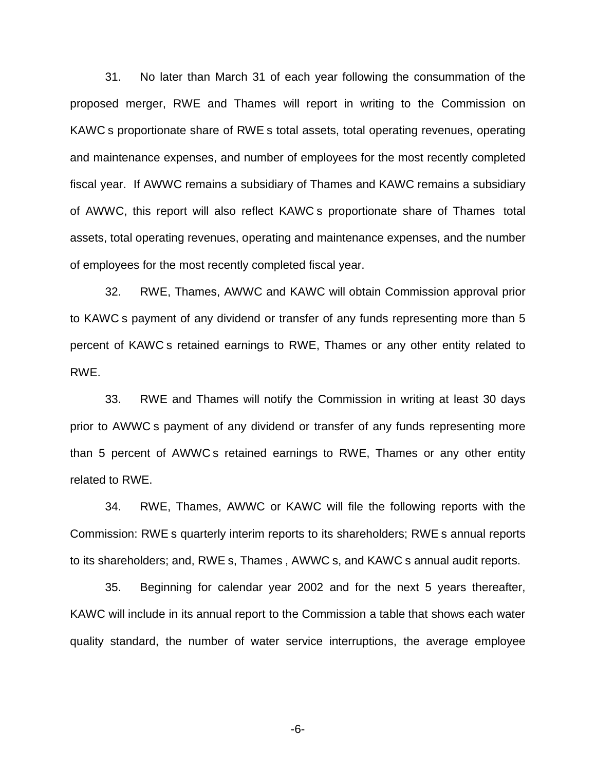31. No later than March 31 of each year following the consummation of the proposed merger, RWE and Thames will report in writing to the Commission on KAWC s proportionate share of RWE s total assets, total operating revenues, operating and maintenance expenses, and number of employees for the most recently completed fiscal year. If AWWC remains a subsidiary of Thames and KAWC remains a subsidiary of AWWC, this report will also reflect KAWC s proportionate share of Thames total assets, total operating revenues, operating and maintenance expenses, and the number of employees for the most recently completed fiscal year.

32. RWE, Thames, AWWC and KAWC will obtain Commission approval prior to KAWC s payment of any dividend or transfer of any funds representing more than 5 percent of KAWC s retained earnings to RWE, Thames or any other entity related to RWE.

33. RWE and Thames will notify the Commission in writing at least 30 days prior to AWWC s payment of any dividend or transfer of any funds representing more than 5 percent of AWWC s retained earnings to RWE, Thames or any other entity related to RWE.

34. RWE, Thames, AWWC or KAWC will file the following reports with the Commission: RWE s quarterly interim reports to its shareholders; RWE s annual reports to its shareholders; and, RWE s, Thames , AWWC s, and KAWC s annual audit reports.

35. Beginning for calendar year 2002 and for the next 5 years thereafter, KAWC will include in its annual report to the Commission a table that shows each water quality standard, the number of water service interruptions, the average employee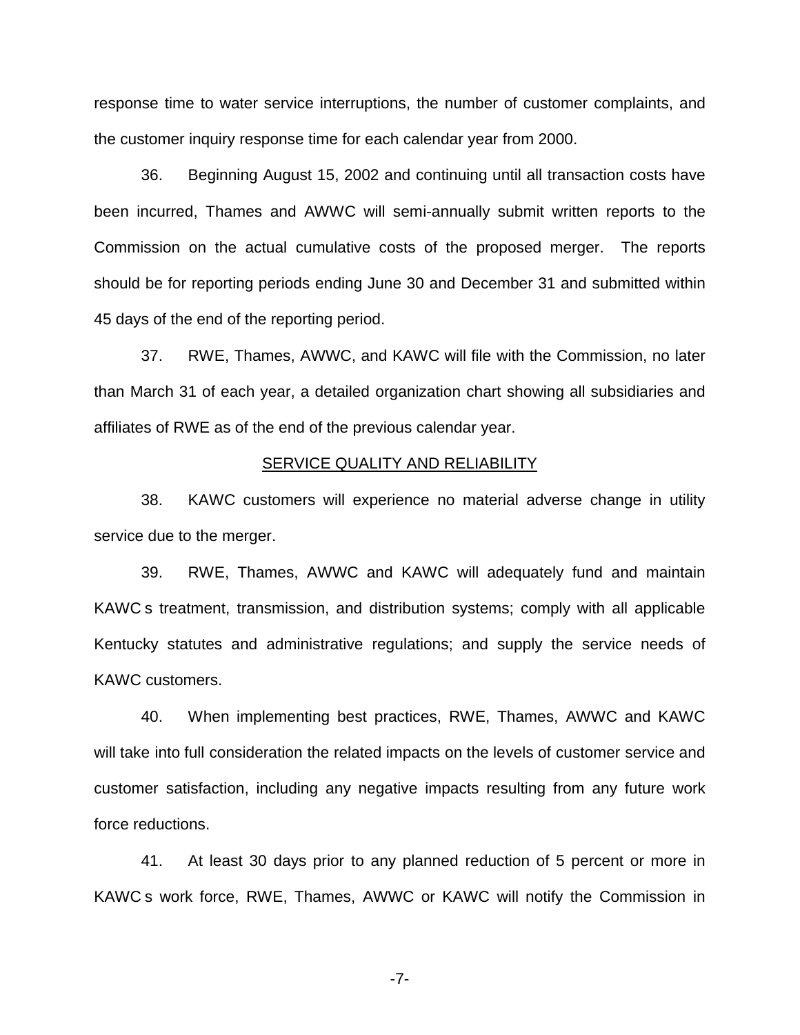response time to water service interruptions, the number of customer complaints, and the customer inquiry response time for each calendar year from 2000.

36. Beginning August 15, 2002 and continuing until all transaction costs have been incurred, Thames and AWWC will semi-annually submit written reports to the Commission on the actual cumulative costs of the proposed merger. The reports should be for reporting periods ending June 30 and December 31 and submitted within 45 days of the end of the reporting period.

37. RWE, Thames, AWWC, and KAWC will file with the Commission, no later than March 31 of each year, a detailed organization chart showing all subsidiaries and affiliates of RWE as of the end of the previous calendar year.

<u>SERVICE QUALITY AND RELIABILITY</u>

38. KAWC customers will experience no material adverse change in utility service due to the merger.

39. RWE, Thames, AWWC and KAWC will adequately fund and maintain KAWC s treatment, transmission, and distribution systems; comply with all applicable Kentucky statutes and administrative regulations; and supply the service needs of KAWC customers.

40. When implementing best practices, RWE, Thames, AWWC and KAWC will take into full consideration the related impacts on the levels of customer service and customer satisfaction, including any negative impacts resulting from any future work force reductions.

41. At least 30 days prior to any planned reduction of 5 percent or more in KAWC s work force, RWE, Thames, AWWC or KAWC will notify the Commission in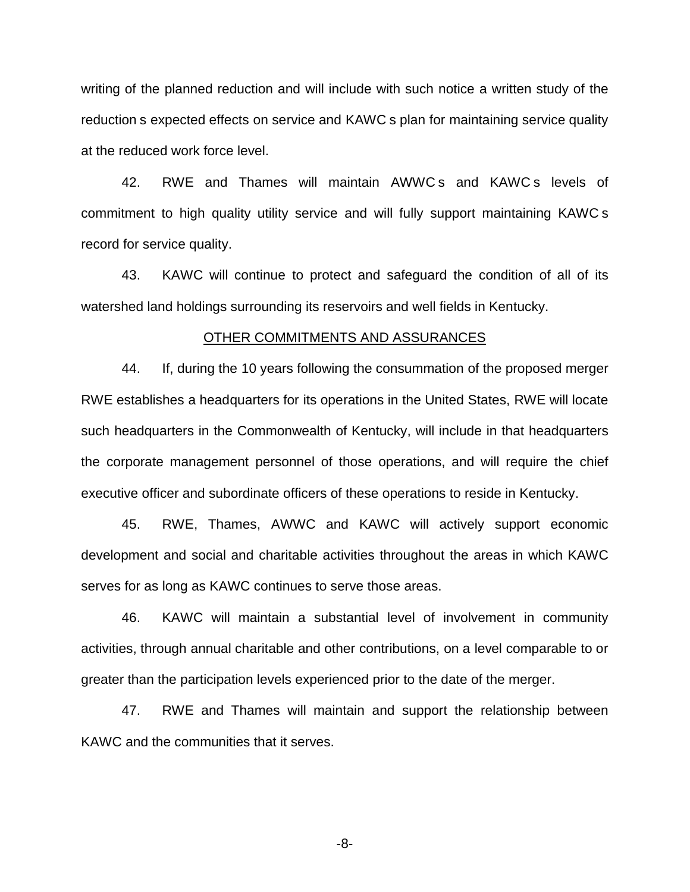writing of the planned reduction and will include with such notice a written study of the reduction s expected effects on service and KAWC s plan for maintaining service quality at the reduced work force level.

42. RWE and Thames will maintain AWWC s and KAWC s levels of commitment to high quality utility service and will fully support maintaining KAWC s record for service quality.

43. KAWC will continue to protect and safeguard the condition of all of its watershed land holdings surrounding its reservoirs and well fields in Kentucky.

OTHER COMMITMENTS AND ASSURANCES

44. If, during the 10 years following the consummation of the proposed merger RWE establishes a headquarters for its operations in the United States, RWE will locate such headquarters in the Commonwealth of Kentucky, will include in that headquarters the corporate management personnel of those operations, and will require the chief executive officer and subordinate officers of these operations to reside in Kentucky.

45. RWE, Thames, AWWC and KAWC will actively support economic development and social and charitable activities throughout the areas in which KAWC serves for as long as KAWC continues to serve those areas.

46. KAWC will maintain a substantial level of involvement in community activities, through annual charitable and other contributions, on a level comparable to or greater than the participation levels experienced prior to the date of the merger.

47. RWE and Thames will maintain and support the relationship between KAWC and the communities that it serves.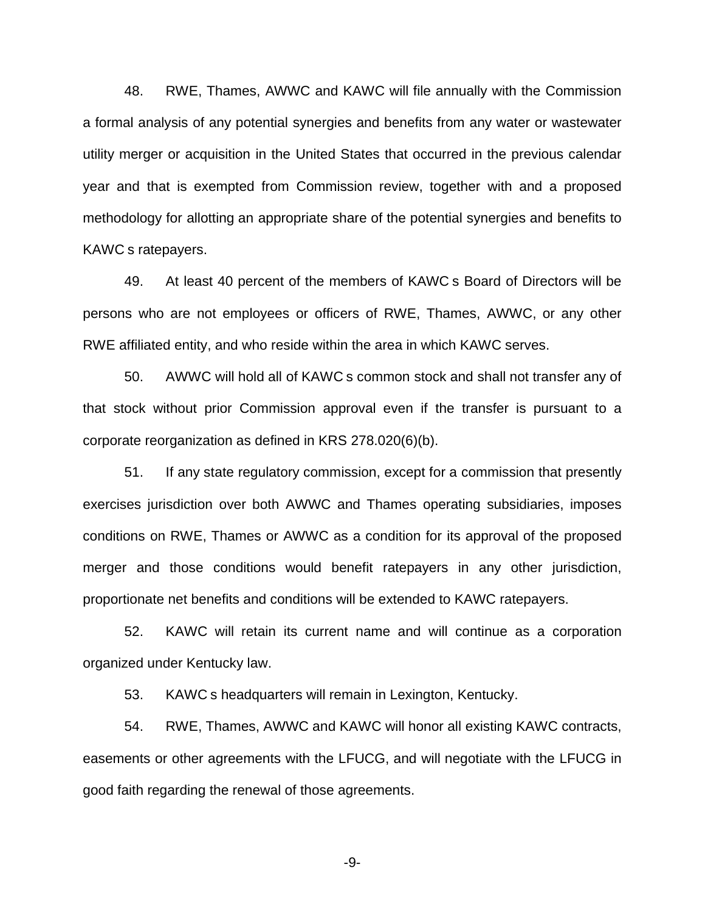48. RWE, Thames, AWWC and KAWC will file annually with the Commission a formal analysis of any potential synergies and benefits from any water or wastewater utility merger or acquisition in the United States that occurred in the previous calendar year and that is exempted from Commission review, together with and a proposed methodology for allotting an appropriate share of the potential synergies and benefits to KAWC s ratepayers.

49. At least 40 percent of the members of KAWC s Board of Directors will be persons who are not employees or officers of RWE, Thames, AWWC, or any other RWE affiliated entity, and who reside within the area in which KAWC serves.

50. AWWC will hold all of KAWC s common stock and shall not transfer any of that stock without prior Commission approval even if the transfer is pursuant to a corporate reorganization as defined in KRS 278.020(6)(b).

51. If any state regulatory commission, except for a commission that presently exercises jurisdiction over both AWWC and Thames operating subsidiaries, imposes conditions on RWE, Thames or AWWC as a condition for its approval of the proposed merger and those conditions would benefit ratepayers in any other jurisdiction, proportionate net benefits and conditions will be extended to KAWC ratepayers.

52. KAWC will retain its current name and will continue as a corporation organized under Kentucky law.

53. KAWC s headquarters will remain in Lexington, Kentucky.

54. RWE, Thames, AWWC and KAWC will honor all existing KAWC contracts, easements or other agreements with the LFUCG, and will negotiate with the LFUCG in good faith regarding the renewal of those agreements.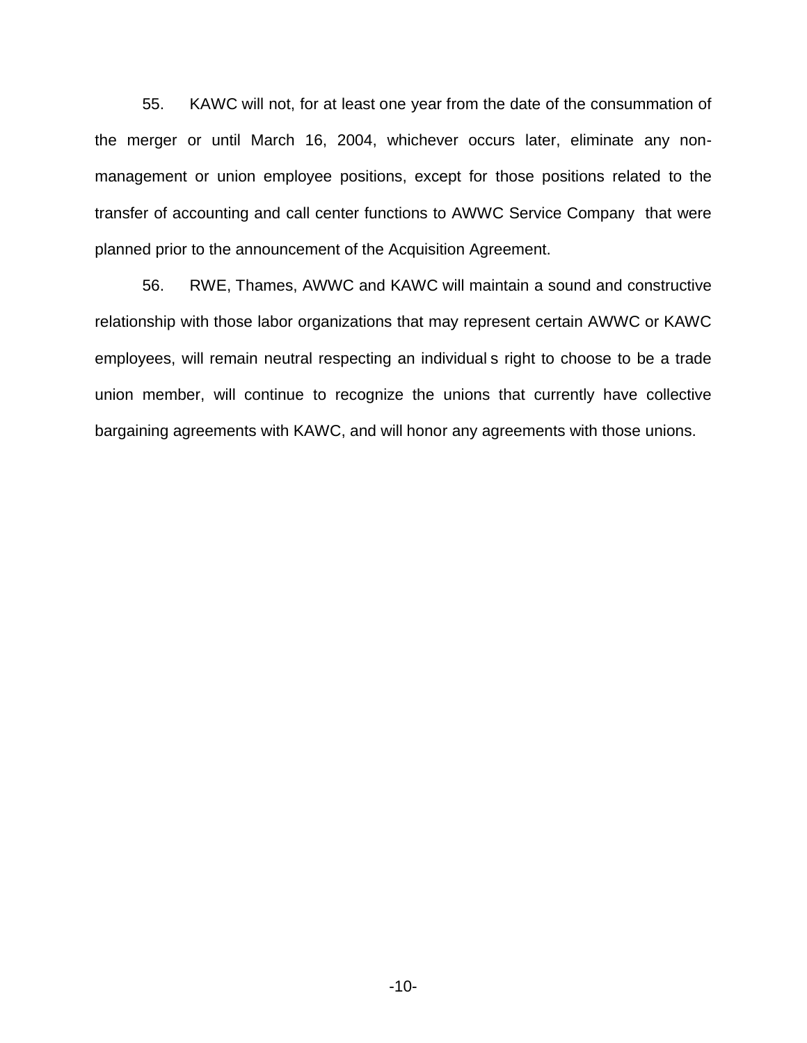55. KAWC will not, for at least one year from the date of the consummation of the merger or until March 16, 2004, whichever occurs later, eliminate any non-management or union employee positions, except for those positions related to the transfer of accounting and call center functions to AWWC Service Company that were planned prior to the announcement of the Acquisition Agreement.

56. RWE, Thames, AWWC and KAWC will maintain a sound and constructive relationship with those labor organizations that may represent certain AWWC or KAWC employees, will remain neutral respecting an individual s right to choose to be a trade union member, will continue to recognize the unions that currently have collective bargaining agreements with KAWC, and will honor any agreements with those unions.